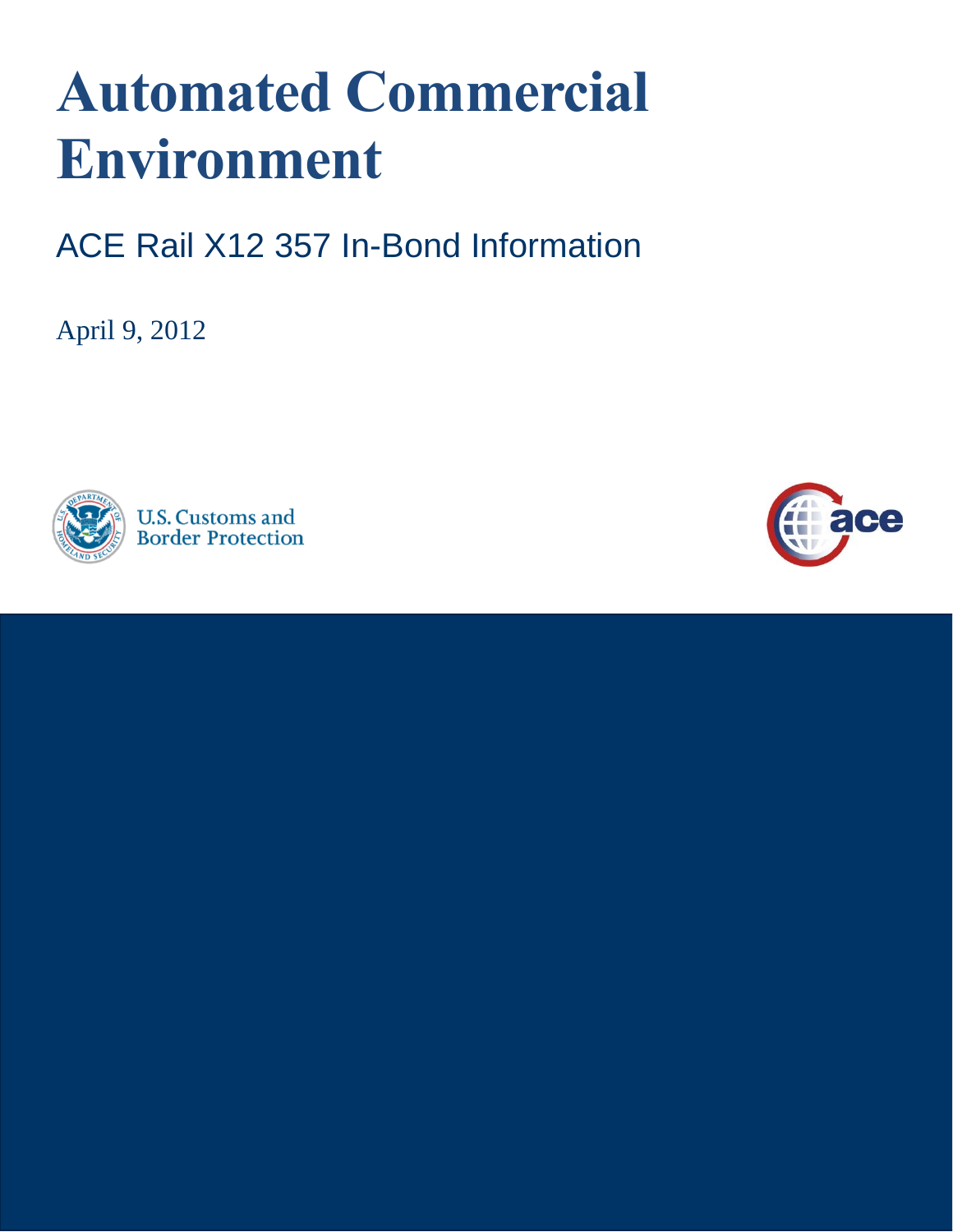# Automated Commercial Environment

## ACE Rail X12 357 In-Bond Information

April 9, 2012

U.S. Customs and Border Protection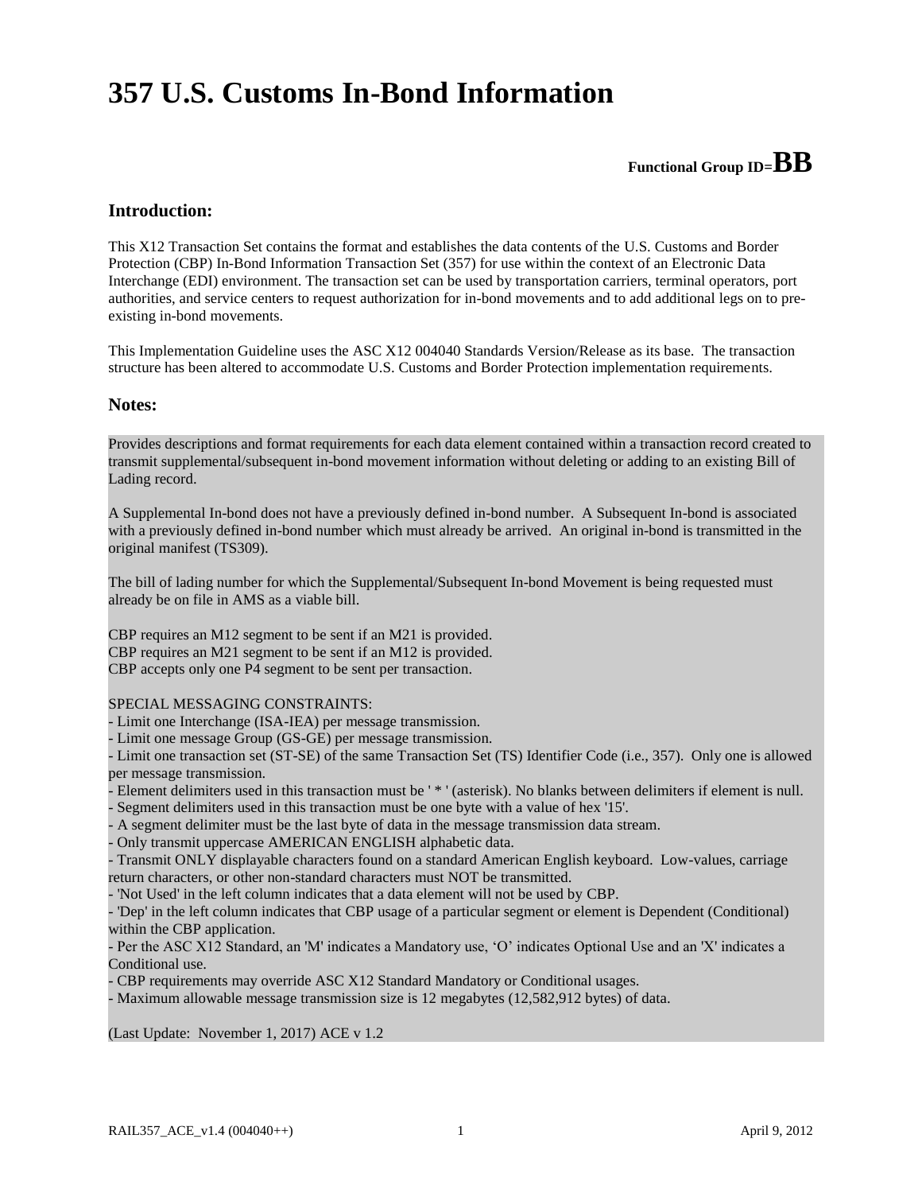# 357 U.S. Customs In-Bond Information

**Functional Group ID=BB**

## Introduction:

This X12 Transaction Set contains the format and establishes the data contents of the U.S. Customs and Border Protection (CBP) In-Bond Information Transaction Set (357) for use within the context of an Electronic Data Interchange (EDI) environment. The transaction set can be used by transportation carriers, terminal operators, port authorities, and service centers to request authorization for in-bond movements and to add additional legs on to pre-existing in-bond movements.

This Implementation Guideline uses the ASC X12 004040 Standards Version/Release as its base. The transaction structure has been altered to accommodate U.S. Customs and Border Protection implementation requirements.

## Notes:

Provides descriptions and format requirements for each data element contained within a transaction record created to transmit supplemental/subsequent in-bond movement information without deleting or adding to an existing Bill of Lading record.

A Supplemental In-bond does not have a previously defined in-bond number. A Subsequent In-bond is associated with a previously defined in-bond number which must already be arrived. An original in-bond is transmitted in the original manifest (TS309).

The bill of lading number for which the Supplemental/Subsequent In-bond Movement is being requested must already be on file in AMS as a viable bill.

CBP requires an M12 segment to be sent if an M21 is provided.
CBP requires an M21 segment to be sent if an M12 is provided.
CBP accepts only one P4 segment to be sent per transaction.

SPECIAL MESSAGING CONSTRAINTS:
- Limit one Interchange (ISA-IEA) per message transmission.
- Limit one message Group (GS-GE) per message transmission.
- Limit one transaction set (ST-SE) of the same Transaction Set (TS) Identifier Code (i.e., 357). Only one is allowed per message transmission.
- Element delimiters used in this transaction must be ' * ' (asterisk). No blanks between delimiters if element is null.
- Segment delimiters used in this transaction must be one byte with a value of hex '15'.
- A segment delimiter must be the last byte of data in the message transmission data stream.
- Only transmit uppercase AMERICAN ENGLISH alphabetic data.
- Transmit ONLY displayable characters found on a standard American English keyboard. Low-values, carriage return characters, or other non-standard characters must NOT be transmitted.
- 'Not Used' in the left column indicates that a data element will not be used by CBP.
- 'Dep' in the left column indicates that CBP usage of a particular segment or element is Dependent (Conditional) within the CBP application.
- Per the ASC X12 Standard, an 'M' indicates a Mandatory use, 'O' indicates Optional Use and an 'X' indicates a Conditional use.
- CBP requirements may override ASC X12 Standard Mandatory or Conditional usages.
- Maximum allowable message transmission size is 12 megabytes (12,582,912 bytes) of data.

(Last Update: November 1, 2017) ACE v 1.2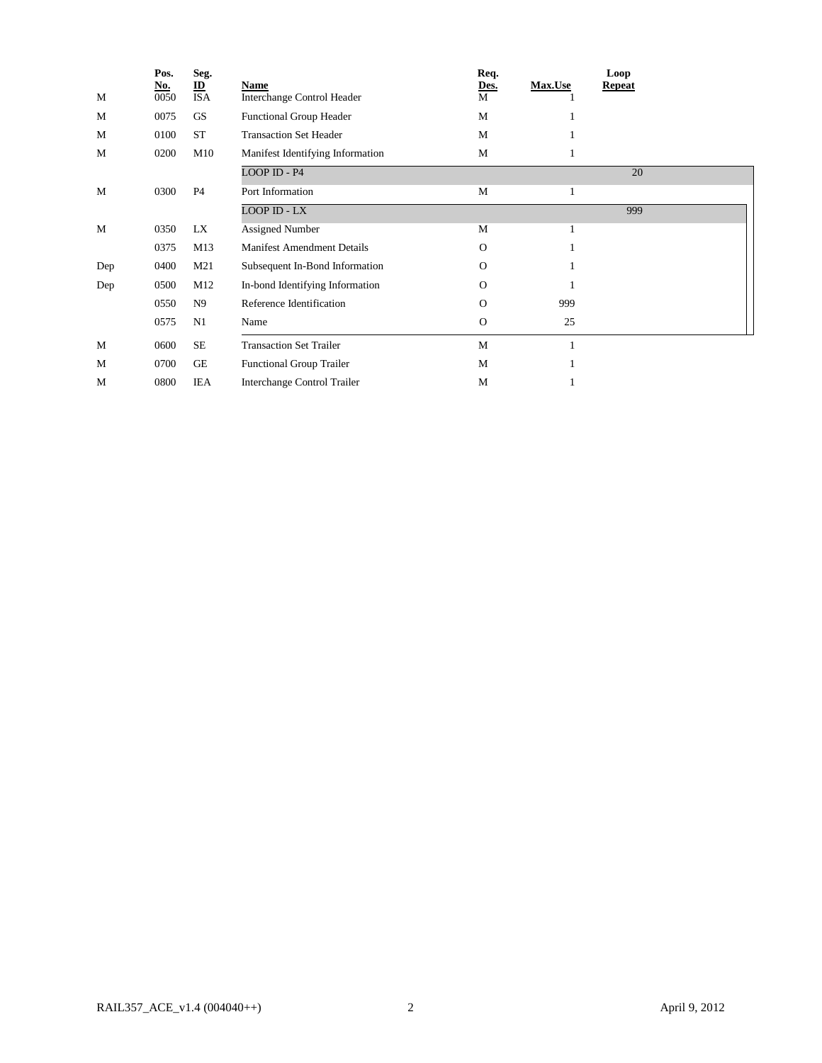| | Pos. No. | Seg. ID | Name | Req. Des. | Max.Use | Loop Repeat |
|---|---|---|---|---|---|---|
| M | 0050 | ISA | Interchange Control Header | M | 1 | |
| M | 0075 | GS | Functional Group Header | M | 1 | |
| M | 0100 | ST | Transaction Set Header | M | 1 | |
| M | 0200 | M10 | Manifest Identifying Information | M | 1 | |
| | | | LOOP ID - P4 | | | 20 |
| M | 0300 | P4 | Port Information | M | 1 | |
| | | | LOOP ID - LX | | | 999 |
| M | 0350 | LX | Assigned Number | M | 1 | |
| | 0375 | M13 | Manifest Amendment Details | O | 1 | |
| Dep | 0400 | M21 | Subsequent In-Bond Information | O | 1 | |
| Dep | 0500 | M12 | In-bond Identifying Information | O | 1 | |
| | 0550 | N9 | Reference Identification | O | 999 | |
| | 0575 | N1 | Name | O | 25 | |
| M | 0600 | SE | Transaction Set Trailer | M | 1 | |
| M | 0700 | GE | Functional Group Trailer | M | 1 | |
| M | 0800 | IEA | Interchange Control Trailer | M | 1 | |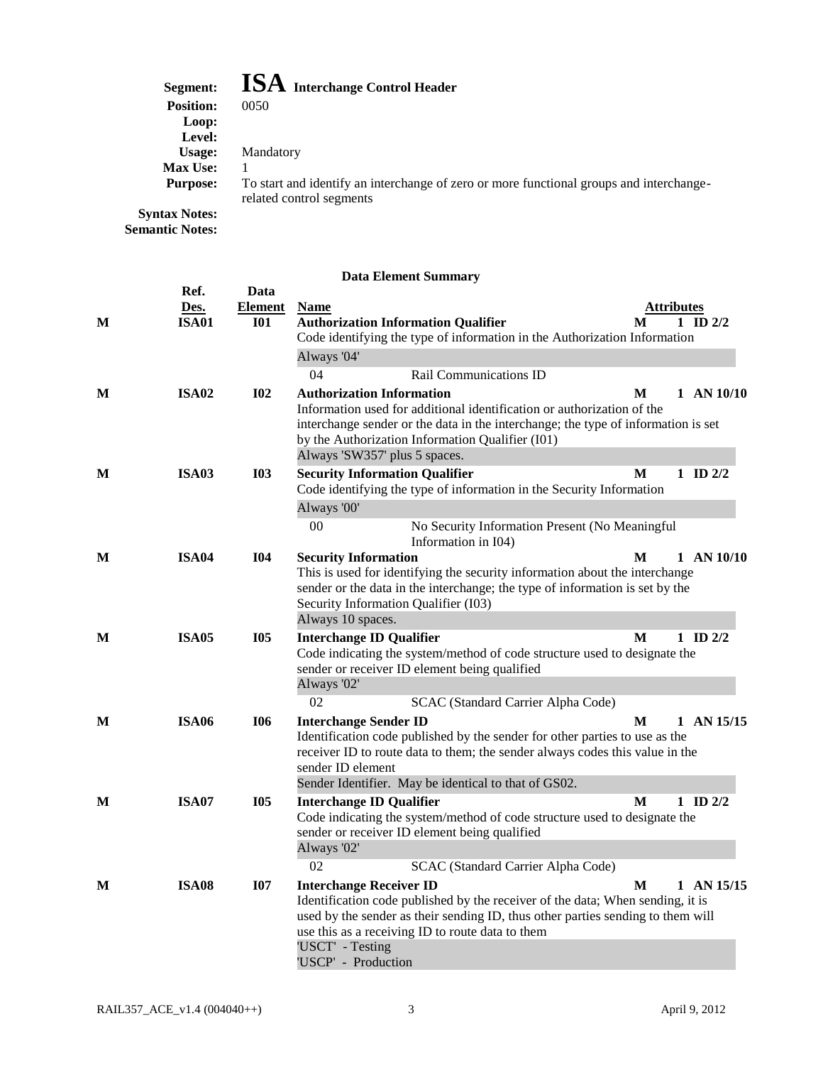**Segment:** **ISA** **Interchange Control Header**
**Position:** 0050
**Loop:**
**Level:**
**Usage:** Mandatory
**Max Use:** 1
**Purpose:** To start and identify an interchange of zero or more functional groups and interchange-related control segments
**Syntax Notes:**
**Semantic Notes:**

### Data Element Summary

| | Ref. Des. | Data Element | Name | | Attributes | |
|---|---|---|---|---|---|---|
| M | ISA01 | I01 | **Authorization Information Qualifier**<br>Code identifying the type of information in the Authorization Information<br>Always '04'<br>04 Rail Communications ID | M | 1 | ID 2/2 |
| M | ISA02 | I02 | **Authorization Information**<br>Information used for additional identification or authorization of the interchange sender or the data in the interchange; the type of information is set by the Authorization Information Qualifier (I01)<br>Always 'SW357' plus 5 spaces. | M | 1 | AN 10/10 |
| M | ISA03 | I03 | **Security Information Qualifier**<br>Code identifying the type of information in the Security Information<br>Always '00'<br>00 No Security Information Present (No Meaningful Information in I04) | M | 1 | ID 2/2 |
| M | ISA04 | I04 | **Security Information**<br>This is used for identifying the security information about the interchange sender or the data in the interchange; the type of information is set by the Security Information Qualifier (I03)<br>Always 10 spaces. | M | 1 | AN 10/10 |
| M | ISA05 | I05 | **Interchange ID Qualifier**<br>Code indicating the system/method of code structure used to designate the sender or receiver ID element being qualified<br>Always '02'<br>02 SCAC (Standard Carrier Alpha Code) | M | 1 | ID 2/2 |
| M | ISA06 | I06 | **Interchange Sender ID**<br>Identification code published by the sender for other parties to use as the receiver ID to route data to them; the sender always codes this value in the sender ID element<br>Sender Identifier. May be identical to that of GS02. | M | 1 | AN 15/15 |
| M | ISA07 | I05 | **Interchange ID Qualifier**<br>Code indicating the system/method of code structure used to designate the sender or receiver ID element being qualified<br>Always '02'<br>02 SCAC (Standard Carrier Alpha Code) | M | 1 | ID 2/2 |
| M | ISA08 | I07 | **Interchange Receiver ID**<br>Identification code published by the receiver of the data; When sending, it is used by the sender as their sending ID, thus other parties sending to them will use this as a receiving ID to route data to them<br>'USCT' - Testing<br>'USCP' - Production | M | 1 | AN 15/15 |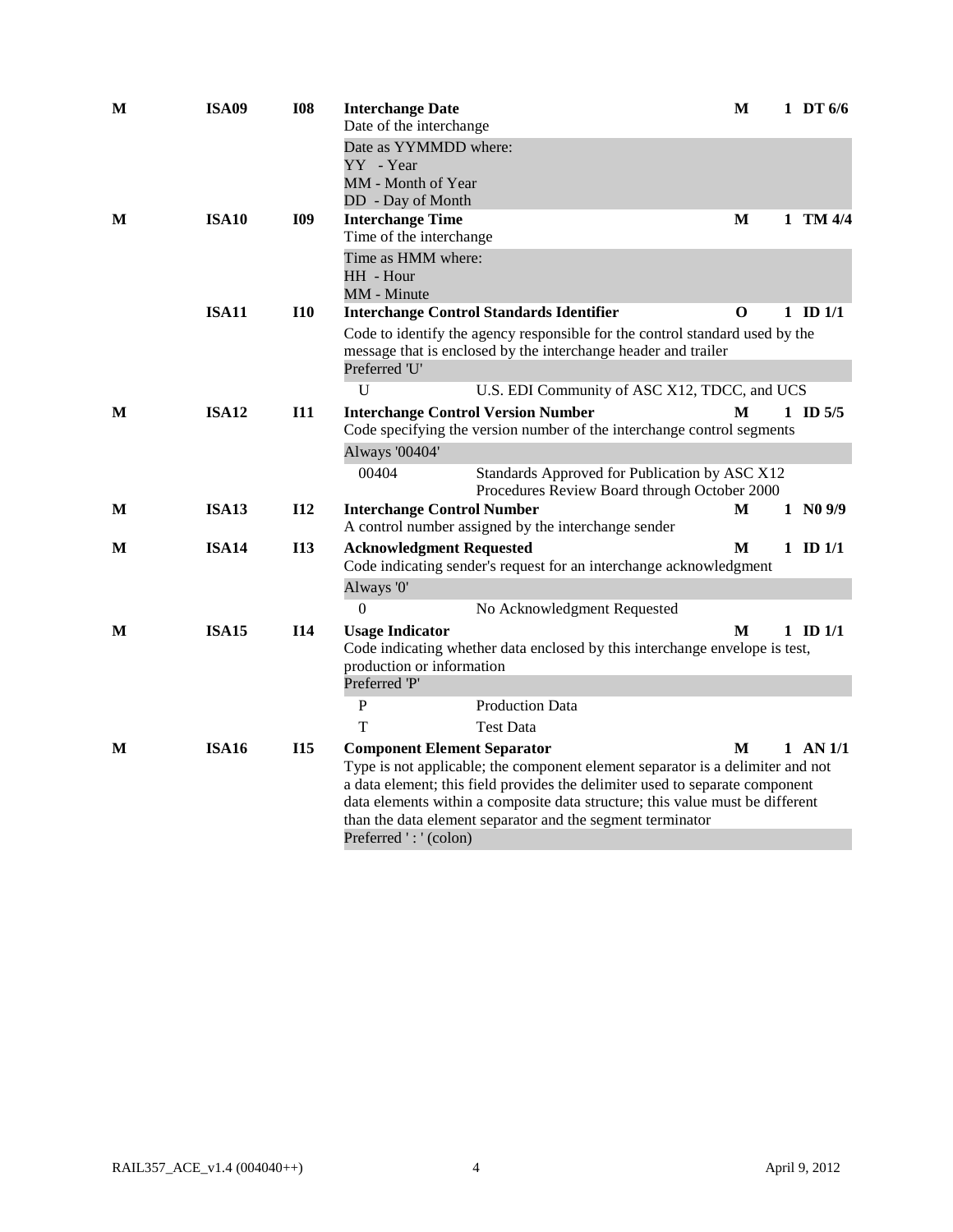| Req | Ref | ID | Element | Req | Max Use | Type |
|---|---|---|---|---|---|---|
| M | ISA09 | I08 | **Interchange Date**<br>Date of the interchange<br>Date as YYMMDD where:<br>YY - Year<br>MM - Month of Year<br>DD - Day of Month | M | 1 | DT 6/6 |
| M | ISA10 | I09 | **Interchange Time**<br>Time of the interchange<br>Time as HMM where:<br>HH - Hour<br>MM - Minute | M | 1 | TM 4/4 |
| | ISA11 | I10 | **Interchange Control Standards Identifier**<br>Code to identify the agency responsible for the control standard used by the message that is enclosed by the interchange header and trailer<br>Preferred 'U'<br>U — U.S. EDI Community of ASC X12, TDCC, and UCS | O | 1 | ID 1/1 |
| M | ISA12 | I11 | **Interchange Control Version Number**<br>Code specifying the version number of the interchange control segments<br>Always '00404'<br>00404 — Standards Approved for Publication by ASC X12 Procedures Review Board through October 2000 | M | 1 | ID 5/5 |
| M | ISA13 | I12 | **Interchange Control Number**<br>A control number assigned by the interchange sender | M | 1 | N0 9/9 |
| M | ISA14 | I13 | **Acknowledgment Requested**<br>Code indicating sender's request for an interchange acknowledgment<br>Always '0'<br>0 — No Acknowledgment Requested | M | 1 | ID 1/1 |
| M | ISA15 | I14 | **Usage Indicator**<br>Code indicating whether data enclosed by this interchange envelope is test, production or information<br>Preferred 'P'<br>P — Production Data<br>T — Test Data | M | 1 | ID 1/1 |
| M | ISA16 | I15 | **Component Element Separator**<br>Type is not applicable; the component element separator is a delimiter and not a data element; this field provides the delimiter used to separate component data elements within a composite data structure; this value must be different than the data element separator and the segment terminator<br>Preferred ' : ' (colon) | M | 1 | AN 1/1 |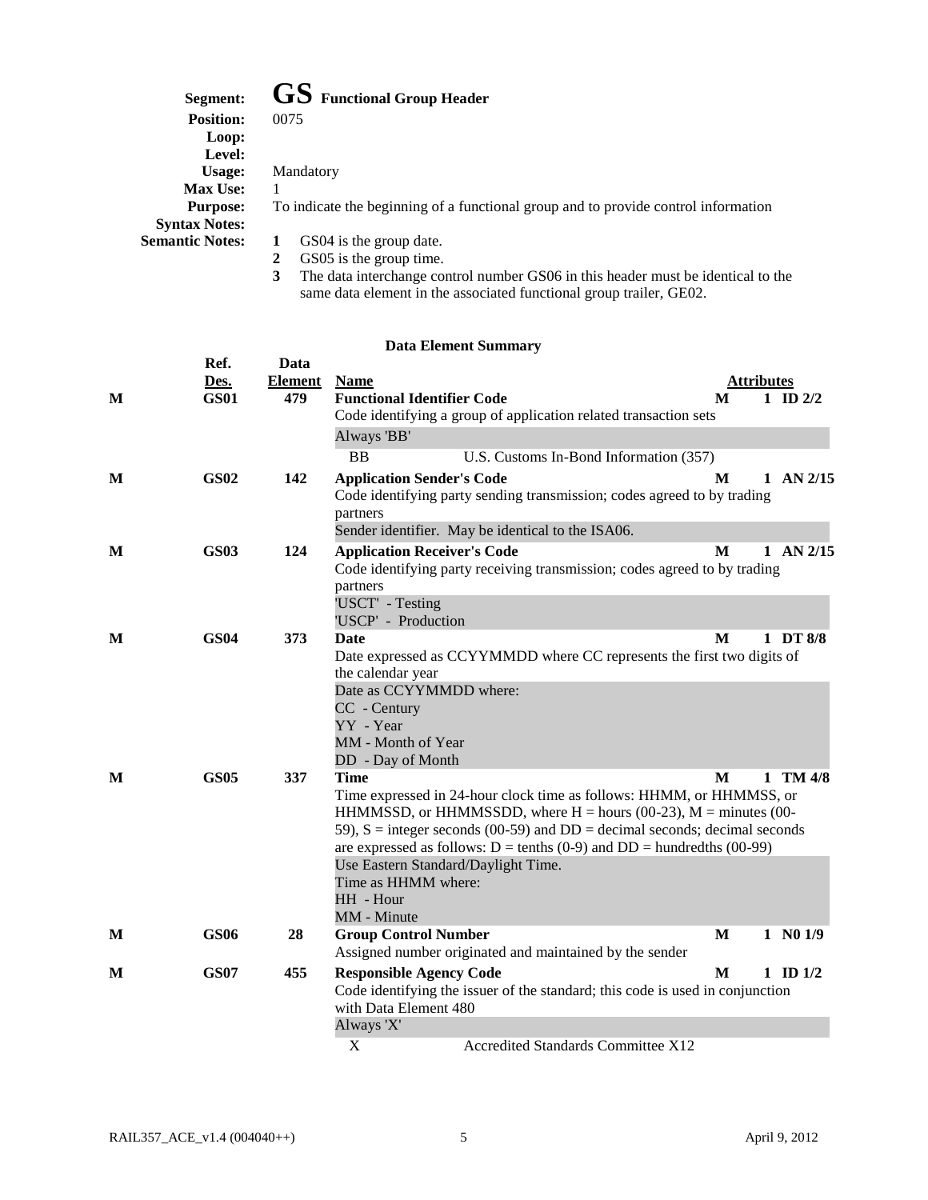**Segment:** **GS** **Functional Group Header**

**Position:** 0075

**Loop:**

**Level:**

**Usage:** Mandatory

**Max Use:** 1

**Purpose:** To indicate the beginning of a functional group and to provide control information

**Syntax Notes:**

**Semantic Notes:**

1. GS04 is the group date.
2. GS05 is the group time.
3. The data interchange control number GS06 in this header must be identical to the same data element in the associated functional group trailer, GE02.

**Data Element Summary**

| | Ref. Des. | Data Element | Name | | Attributes | |
|---|---|---|---|---|---|---|
| **M** | **GS01** | **479** | **Functional Identifier Code**<br>Code identifying a group of application related transaction sets<br>Always 'BB'<br>BB U.S. Customs In-Bond Information (357) | **M** | **1** | **ID 2/2** |
| **M** | **GS02** | **142** | **Application Sender's Code**<br>Code identifying party sending transmission; codes agreed to by trading partners<br>Sender identifier. May be identical to the ISA06. | **M** | **1** | **AN 2/15** |
| **M** | **GS03** | **124** | **Application Receiver's Code**<br>Code identifying party receiving transmission; codes agreed to by trading partners<br>'USCT' - Testing<br>'USCP' - Production | **M** | **1** | **AN 2/15** |
| **M** | **GS04** | **373** | **Date**<br>Date expressed as CCYYMMDD where CC represents the first two digits of the calendar year<br>Date as CCYYMMDD where:<br>CC - Century<br>YY - Year<br>MM - Month of Year<br>DD - Day of Month | **M** | **1** | **DT 8/8** |
| **M** | **GS05** | **337** | **Time**<br>Time expressed in 24-hour clock time as follows: HHMM, or HHMMSS, or HHMMSSD, or HHMMSSDD, where H = hours (00-23), M = minutes (00-59), S = integer seconds (00-59) and DD = decimal seconds; decimal seconds are expressed as follows: D = tenths (0-9) and DD = hundredths (00-99)<br>Use Eastern Standard/Daylight Time.<br>Time as HHMM where:<br>HH - Hour<br>MM - Minute | **M** | **1** | **TM 4/8** |
| **M** | **GS06** | **28** | **Group Control Number**<br>Assigned number originated and maintained by the sender | **M** | **1** | **N0 1/9** |
| **M** | **GS07** | **455** | **Responsible Agency Code**<br>Code identifying the issuer of the standard; this code is used in conjunction with Data Element 480<br>Always 'X'<br>X Accredited Standards Committee X12 | **M** | **1** | **ID 1/2** |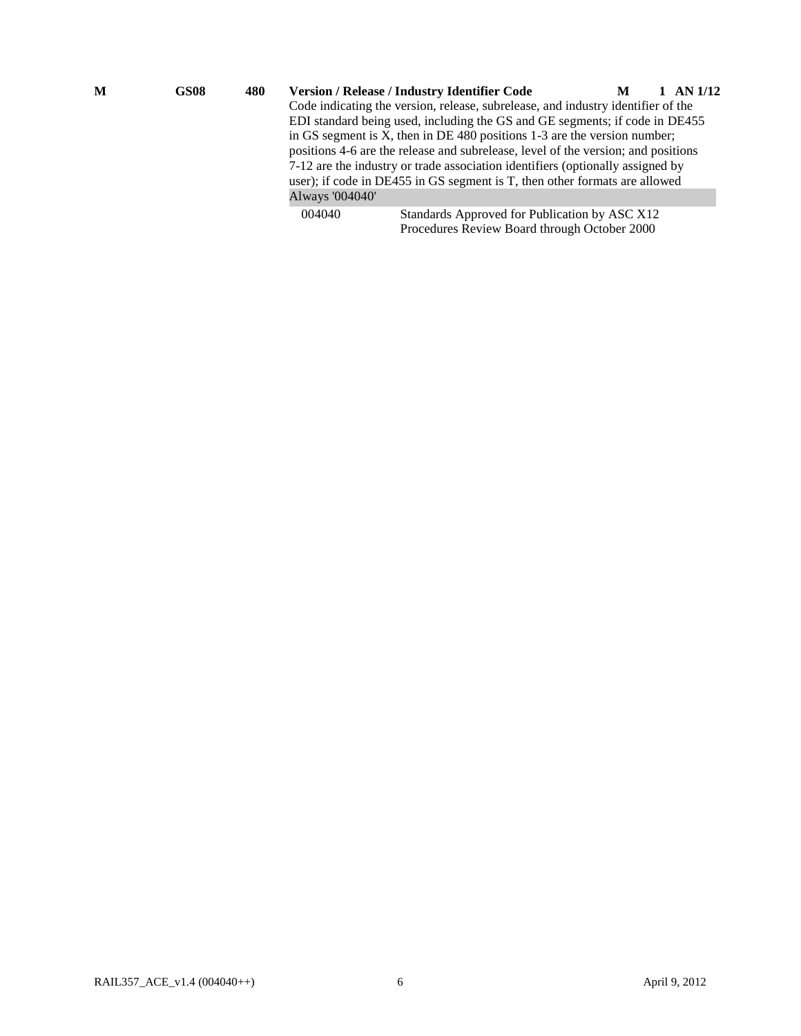| | | | | | | |
|---|---|---|---|---|---|---|
| **M** | **GS08** | **480** | **Version / Release / Industry Identifier Code** | **M** | **1** | **AN 1/12** |

Code indicating the version, release, subrelease, and industry identifier of the EDI standard being used, including the GS and GE segments; if code in DE455 in GS segment is X, then in DE 480 positions 1-3 are the version number; positions 4-6 are the release and subrelease, level of the version; and positions 7-12 are the industry or trade association identifiers (optionally assigned by user); if code in DE455 in GS segment is T, then other formats are allowed

Always '004040'

| | |
|---|---|
| 004040 | Standards Approved for Publication by ASC X12 Procedures Review Board through October 2000 |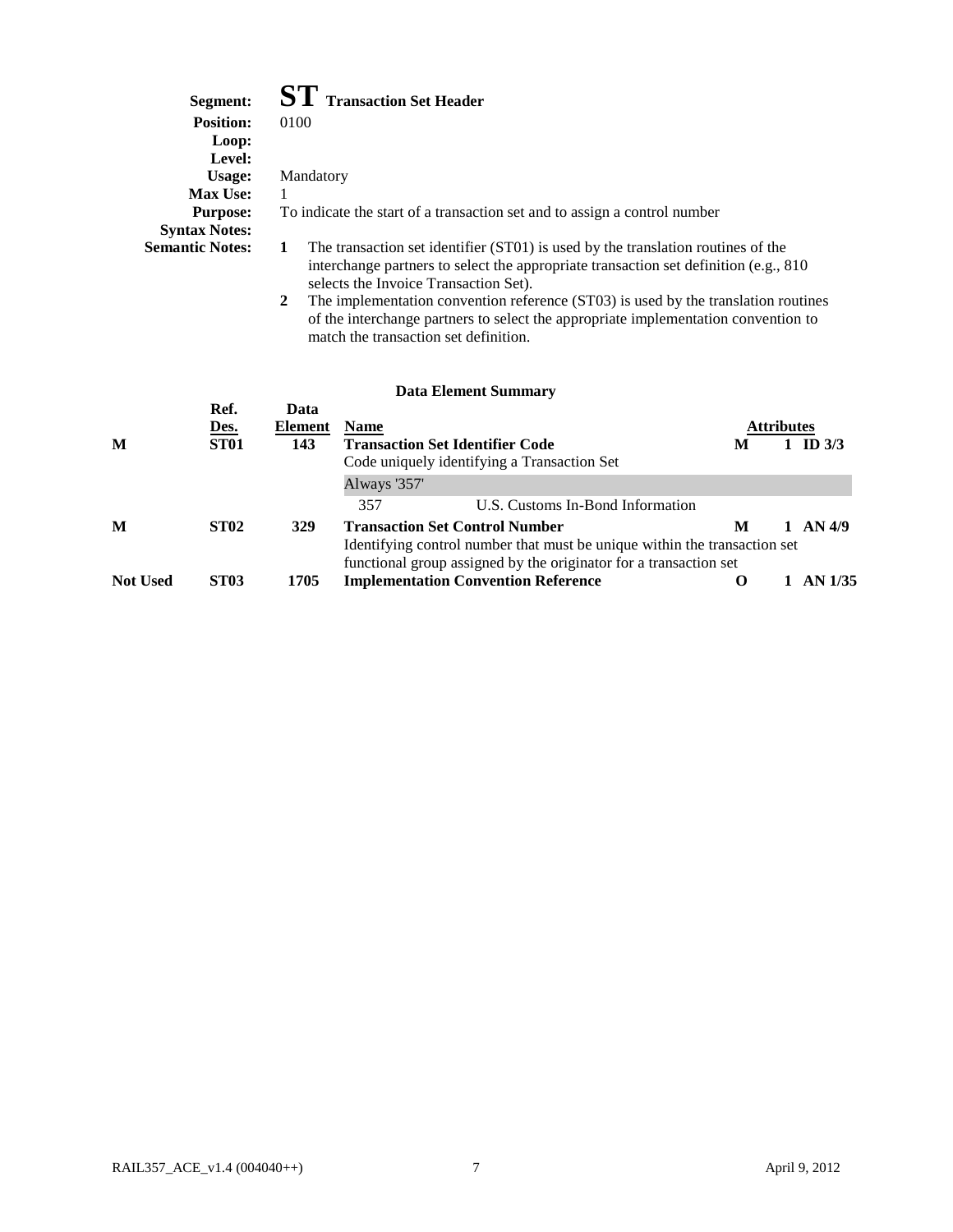**Segment:** **ST** **Transaction Set Header**
**Position:** 0100
**Loop:**
**Level:**
**Usage:** Mandatory
**Max Use:** 1
**Purpose:** To indicate the start of a transaction set and to assign a control number
**Syntax Notes:**
**Semantic Notes:**

1. The transaction set identifier (ST01) is used by the translation routines of the interchange partners to select the appropriate transaction set definition (e.g., 810 selects the Invoice Transaction Set).
2. The implementation convention reference (ST03) is used by the translation routines of the interchange partners to select the appropriate implementation convention to match the transaction set definition.

### Data Element Summary

| | Ref. Des. | Data Element | Name | | Attributes | |
|---|---|---|---|---|---|---|
| **M** | **ST01** | **143** | **Transaction Set Identifier Code** | **M** | **1** | **ID 3/3** |
| | | | Code uniquely identifying a Transaction Set | | | |
| | | | Always '357' | | | |
| | | | 357 — U.S. Customs In-Bond Information | | | |
| **M** | **ST02** | **329** | **Transaction Set Control Number** | **M** | **1** | **AN 4/9** |
| | | | Identifying control number that must be unique within the transaction set functional group assigned by the originator for a transaction set | | | |
| **Not Used** | **ST03** | **1705** | **Implementation Convention Reference** | **O** | **1** | **AN 1/35** |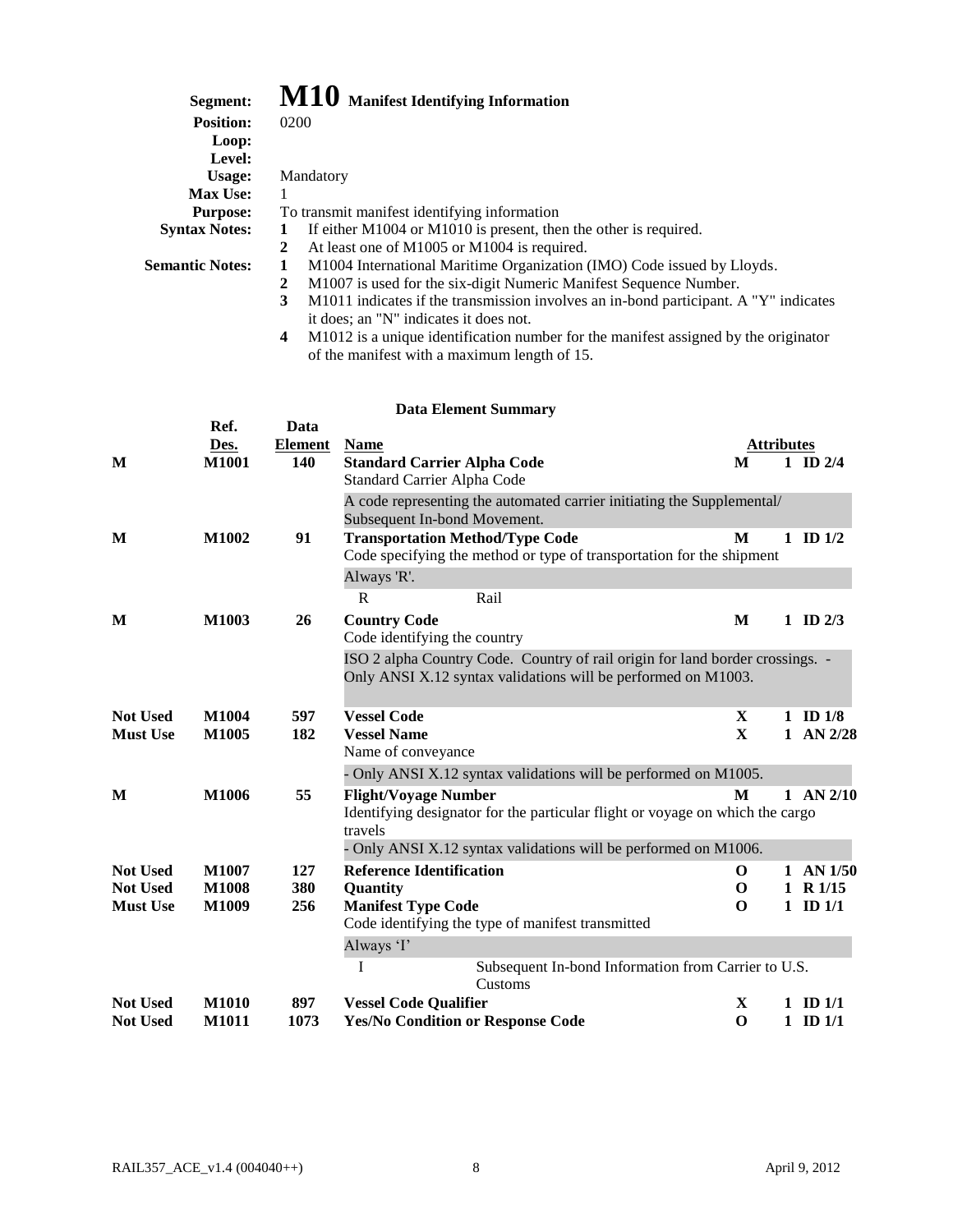# Segment: M10 Manifest Identifying Information

**Position:** 0200

**Loop:**

**Level:**

**Usage:** Mandatory

**Max Use:** 1

**Purpose:** To transmit manifest identifying information

**Syntax Notes:**

1. If either M1004 or M1010 is present, then the other is required.
2. At least one of M1005 or M1004 is required.

**Semantic Notes:**

1. M1004 International Maritime Organization (IMO) Code issued by Lloyds.
2. M1007 is used for the six-digit Numeric Manifest Sequence Number.
3. M1011 indicates if the transmission involves an in-bond participant. A "Y" indicates it does; an "N" indicates it does not.
4. M1012 is a unique identification number for the manifest assigned by the originator of the manifest with a maximum length of 15.

### Data Element Summary

| | Ref. Des. | Data Element | Name | | Attributes | |
|---|---|---|---|---|---|---|
| **M** | **M1001** | **140** | **Standard Carrier Alpha Code**<br>Standard Carrier Alpha Code | **M** | **1** | **ID 2/4** |
| | | | A code representing the automated carrier initiating the Supplemental/ Subsequent In-bond Movement. | | | |
| **M** | **M1002** | **91** | **Transportation Method/Type Code**<br>Code specifying the method or type of transportation for the shipment | **M** | **1** | **ID 1/2** |
| | | | Always 'R'. | | | |
| | | | R Rail | | | |
| **M** | **M1003** | **26** | **Country Code**<br>Code identifying the country | **M** | **1** | **ID 2/3** |
| | | | ISO 2 alpha Country Code. Country of rail origin for land border crossings. - Only ANSI X.12 syntax validations will be performed on M1003. | | | |
| **Not Used** | **M1004** | **597** | **Vessel Code** | **X** | **1** | **ID 1/8** |
| **Must Use** | **M1005** | **182** | **Vessel Name**<br>Name of conveyance | **X** | **1** | **AN 2/28** |
| | | | - Only ANSI X.12 syntax validations will be performed on M1005. | | | |
| **M** | **M1006** | **55** | **Flight/Voyage Number**<br>Identifying designator for the particular flight or voyage on which the cargo travels | **M** | **1** | **AN 2/10** |
| | | | - Only ANSI X.12 syntax validations will be performed on M1006. | | | |
| **Not Used** | **M1007** | **127** | **Reference Identification** | **O** | **1** | **AN 1/50** |
| **Not Used** | **M1008** | **380** | **Quantity** | **O** | **1** | **R 1/15** |
| **Must Use** | **M1009** | **256** | **Manifest Type Code**<br>Code identifying the type of manifest transmitted | **O** | **1** | **ID 1/1** |
| | | | Always 'I' | | | |
| | | | I Subsequent In-bond Information from Carrier to U.S. Customs | | | |
| **Not Used** | **M1010** | **897** | **Vessel Code Qualifier** | **X** | **1** | **ID 1/1** |
| **Not Used** | **M1011** | **1073** | **Yes/No Condition or Response Code** | **O** | **1** | **ID 1/1** |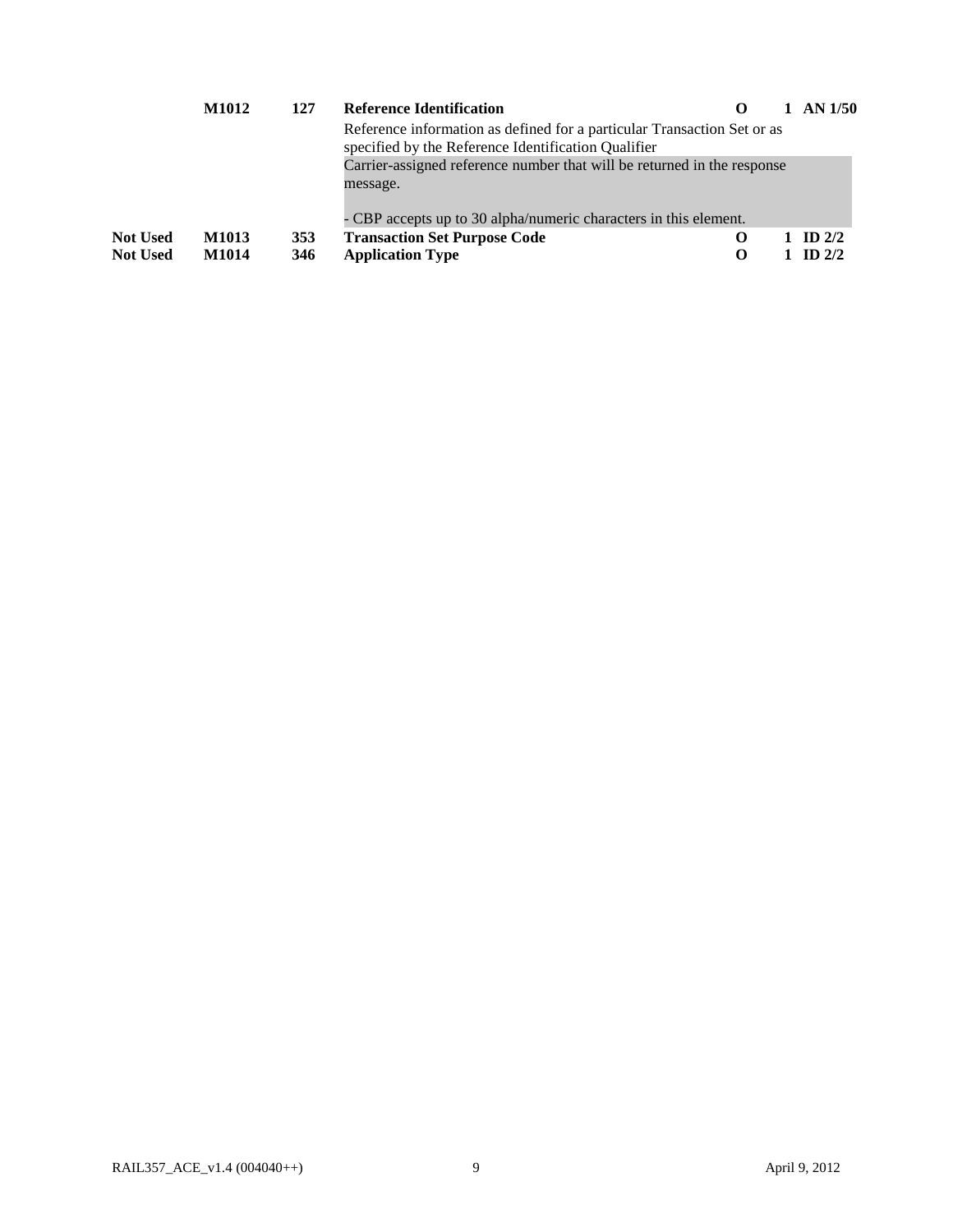| | | | | | | |
|---|---|---|---|---|---|---|
| | **M1012** | **127** | **Reference Identification** | **O** | **1** | **AN 1/50** |
| | | | Reference information as defined for a particular Transaction Set or as specified by the Reference Identification Qualifier | | | |
| | | | Carrier-assigned reference number that will be returned in the response message.<br><br>- CBP accepts up to 30 alpha/numeric characters in this element. | | | |
| **Not Used** | **M1013** | **353** | **Transaction Set Purpose Code** | **O** | **1** | **ID 2/2** |
| **Not Used** | **M1014** | **346** | **Application Type** | **O** | **1** | **ID 2/2** |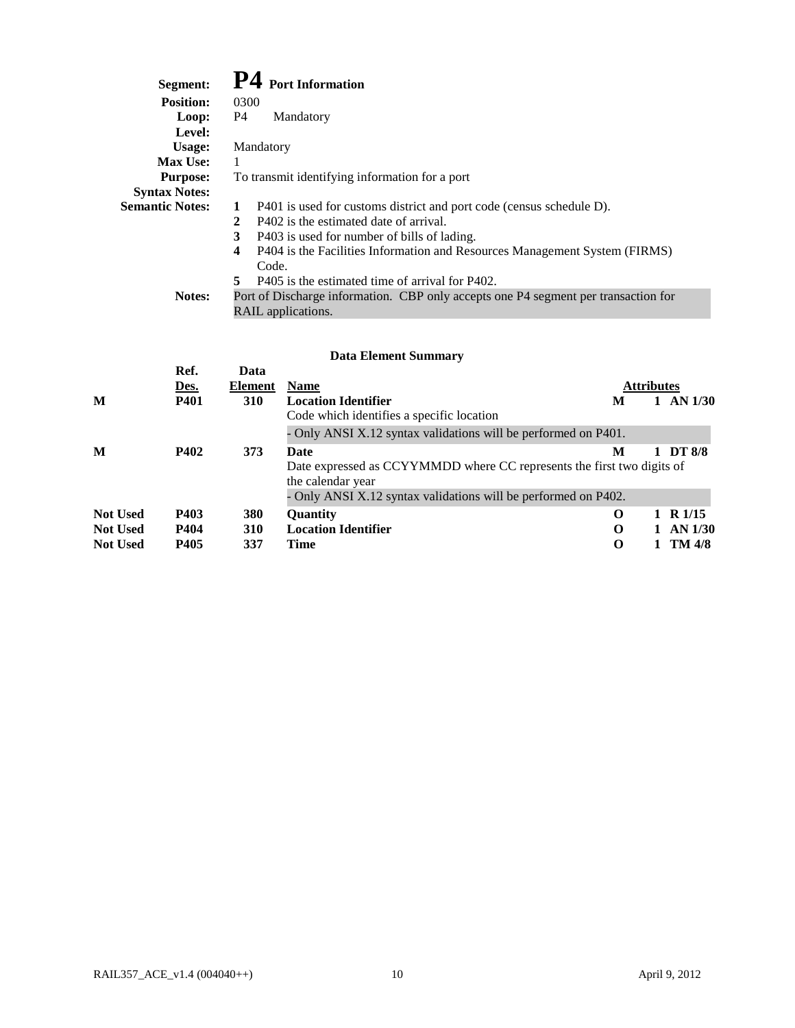**Segment:** **P4** **Port Information**

**Position:** 0300

**Loop:** P4 Mandatory

**Level:**

**Usage:** Mandatory

**Max Use:** 1

**Purpose:** To transmit identifying information for a port

**Syntax Notes:**

**Semantic Notes:**

1. P401 is used for customs district and port code (census schedule D).
2. P402 is the estimated date of arrival.
3. P403 is used for number of bills of lading.
4. P404 is the Facilities Information and Resources Management System (FIRMS) Code.
5. P405 is the estimated time of arrival for P402.

**Notes:** Port of Discharge information. CBP only accepts one P4 segment per transaction for RAIL applications.

### Data Element Summary

| | Ref. Des. | Data Element | Name | | Attributes |
|---|---|---|---|---|---|
| **M** | **P401** | **310** | **Location Identifier**<br>Code which identifies a specific location<br>- Only ANSI X.12 syntax validations will be performed on P401. | **M** | **1 AN 1/30** |
| **M** | **P402** | **373** | **Date**<br>Date expressed as CCYYMMDD where CC represents the first two digits of the calendar year<br>- Only ANSI X.12 syntax validations will be performed on P402. | **M** | **1 DT 8/8** |
| **Not Used** | **P403** | **380** | **Quantity** | **O** | **1 R 1/15** |
| **Not Used** | **P404** | **310** | **Location Identifier** | **O** | **1 AN 1/30** |
| **Not Used** | **P405** | **337** | **Time** | **O** | **1 TM 4/8** |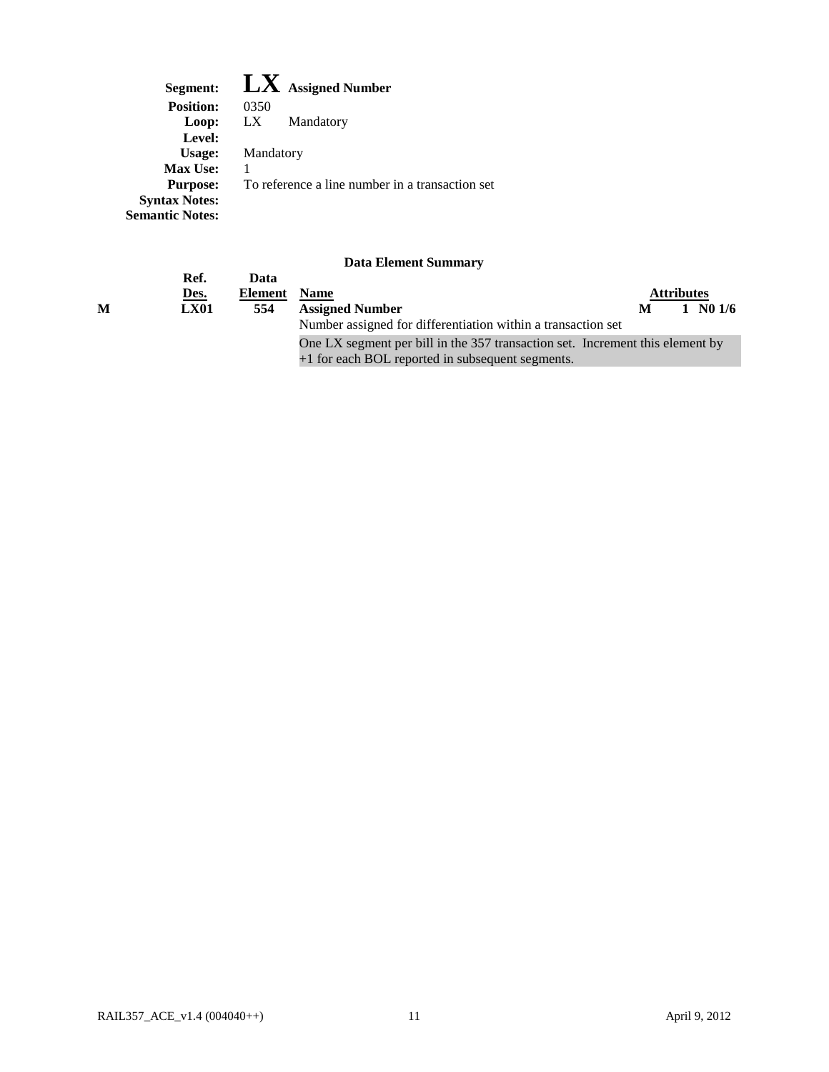**Segment:** **LX** **Assigned Number**
**Position:** 0350
**Loop:** LX Mandatory
**Level:**
**Usage:** Mandatory
**Max Use:** 1
**Purpose:** To reference a line number in a transaction set
**Syntax Notes:**
**Semantic Notes:**

**Data Element Summary**

| | Ref. Des. | Data Element | Name | Attributes |
|---|---|---|---|---|
| **M** | **LX01** | **554** | **Assigned Number**<br>Number assigned for differentiation within a transaction set<br>One LX segment per bill in the 357 transaction set. Increment this element by +1 for each BOL reported in subsequent segments. | **M 1 N0 1/6** |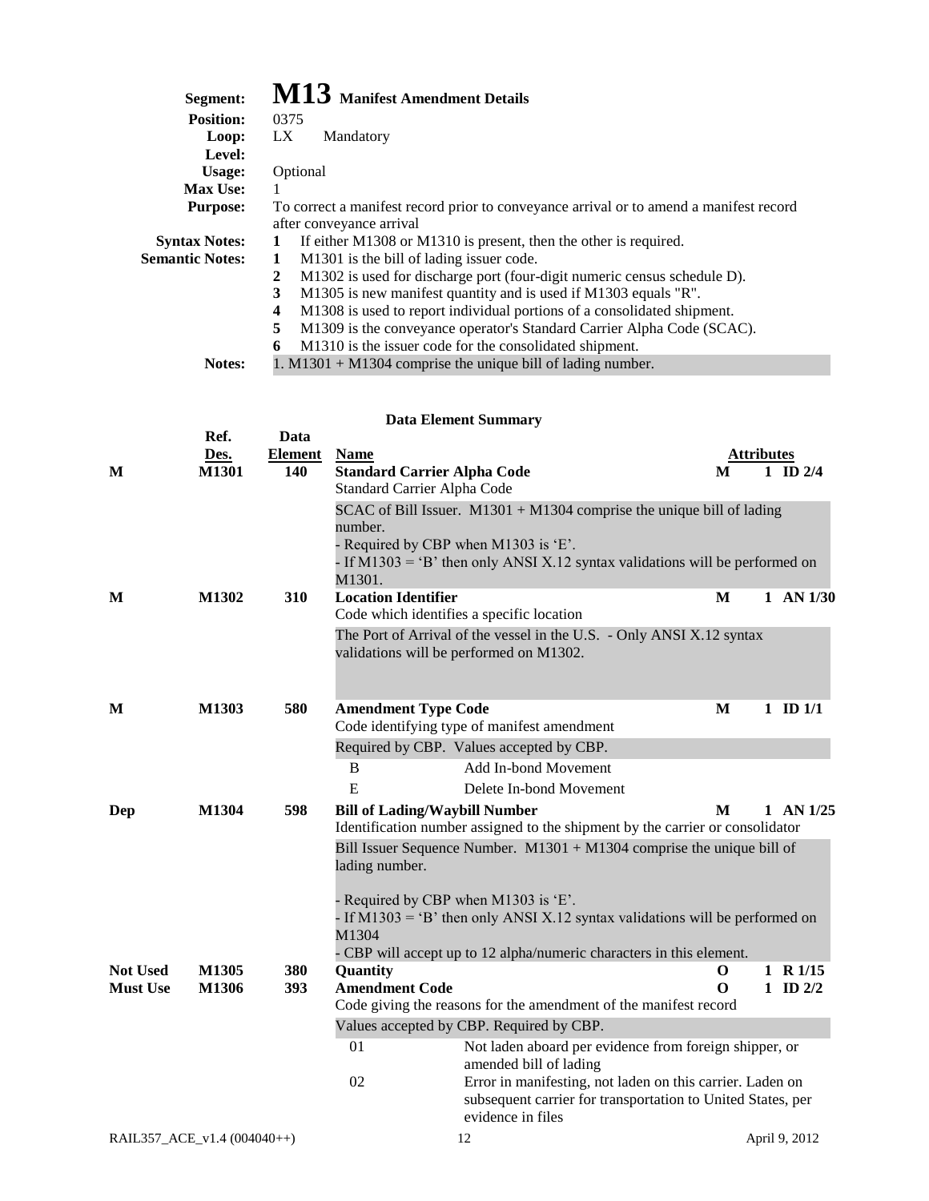**Segment:** **M13** **Manifest Amendment Details**

**Position:** 0375

**Loop:** LX Mandatory

**Level:**

**Usage:** Optional

**Max Use:** 1

**Purpose:** To correct a manifest record prior to conveyance arrival or to amend a manifest record after conveyance arrival

**Syntax Notes:**
1. If either M1308 or M1310 is present, then the other is required.

**Semantic Notes:**
1. M1301 is the bill of lading issuer code.
2. M1302 is used for discharge port (four-digit numeric census schedule D).
3. M1305 is new manifest quantity and is used if M1303 equals "R".
4. M1308 is used to report individual portions of a consolidated shipment.
5. M1309 is the conveyance operator's Standard Carrier Alpha Code (SCAC).
6. M1310 is the issuer code for the consolidated shipment.

**Notes:** 1. M1301 + M1304 comprise the unique bill of lading number.

### Data Element Summary

| | Ref. Des. | Data Element | Name | | Attributes |
|---|---|---|---|---|---|
| M | M1301 | 140 | **Standard Carrier Alpha Code**<br>Standard Carrier Alpha Code<br>SCAC of Bill Issuer. M1301 + M1304 comprise the unique bill of lading number.<br>- Required by CBP when M1303 is 'E'.<br>- If M1303 = 'B' then only ANSI X.12 syntax validations will be performed on M1301. | M | 1 ID 2/4 |
| M | M1302 | 310 | **Location Identifier**<br>Code which identifies a specific location<br>The Port of Arrival of the vessel in the U.S. - Only ANSI X.12 syntax validations will be performed on M1302. | M | 1 AN 1/30 |
| M | M1303 | 580 | **Amendment Type Code**<br>Code identifying type of manifest amendment<br>Required by CBP. Values accepted by CBP.<br>B — Add In-bond Movement<br>E — Delete In-bond Movement | M | 1 ID 1/1 |
| Dep | M1304 | 598 | **Bill of Lading/Waybill Number**<br>Identification number assigned to the shipment by the carrier or consolidator<br>Bill Issuer Sequence Number. M1301 + M1304 comprise the unique bill of lading number.<br>- Required by CBP when M1303 is 'E'.<br>- If M1303 = 'B' then only ANSI X.12 syntax validations will be performed on M1304<br>- CBP will accept up to 12 alpha/numeric characters in this element. | M | 1 AN 1/25 |
| Not Used | M1305 | 380 | **Quantity** | O | 1 R 1/15 |
| Must Use | M1306 | 393 | **Amendment Code**<br>Code giving the reasons for the amendment of the manifest record<br>Values accepted by CBP. Required by CBP.<br>01 — Not laden aboard per evidence from foreign shipper, or amended bill of lading<br>02 — Error in manifesting, not laden on this carrier. Laden on subsequent carrier for transportation to United States, per evidence in files | O | 1 ID 2/2 |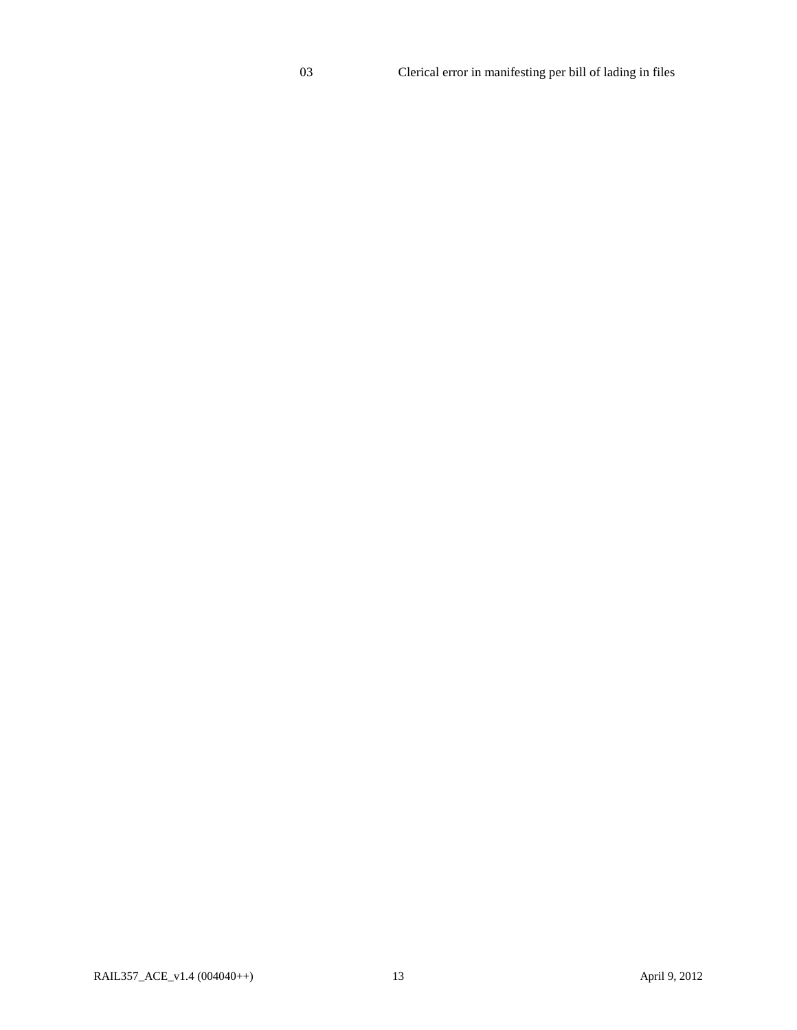| | |
|---|---|
| 03 | Clerical error in manifesting per bill of lading in files |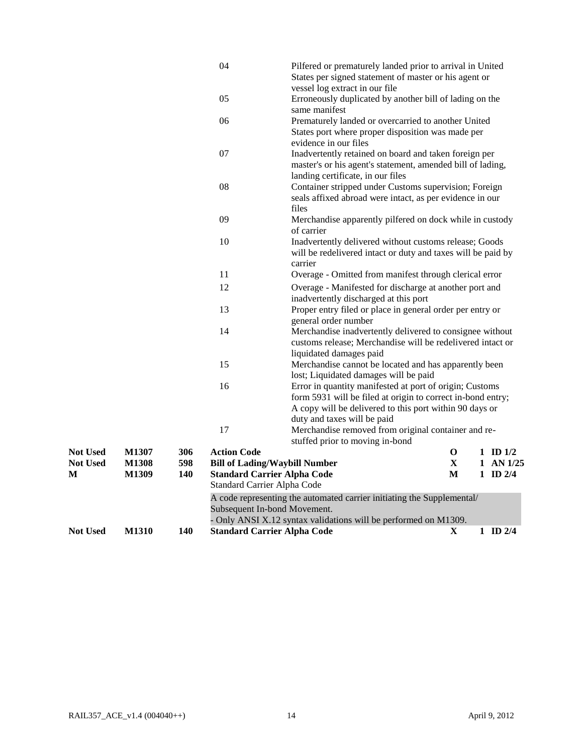| | | | Code | Description | | |
|---|---|---|---|---|---|---|
| | | | 04 | Pilfered or prematurely landed prior to arrival in United States per signed statement of master or his agent or vessel log extract in our file | | |
| | | | 05 | Erroneously duplicated by another bill of lading on the same manifest | | |
| | | | 06 | Prematurely landed or overcarried to another United States port where proper disposition was made per evidence in our files | | |
| | | | 07 | Inadvertently retained on board and taken foreign per master's or his agent's statement, amended bill of lading, landing certificate, in our files | | |
| | | | 08 | Container stripped under Customs supervision; Foreign seals affixed abroad were intact, as per evidence in our files | | |
| | | | 09 | Merchandise apparently pilfered on dock while in custody of carrier | | |
| | | | 10 | Inadvertently delivered without customs release; Goods will be redelivered intact or duty and taxes will be paid by carrier | | |
| | | | 11 | Overage - Omitted from manifest through clerical error | | |
| | | | 12 | Overage - Manifested for discharge at another port and inadvertently discharged at this port | | |
| | | | 13 | Proper entry filed or place in general order per entry or general order number | | |
| | | | 14 | Merchandise inadvertently delivered to consignee without customs release; Merchandise will be redelivered intact or liquidated damages paid | | |
| | | | 15 | Merchandise cannot be located and has apparently been lost; Liquidated damages will be paid | | |
| | | | 16 | Error in quantity manifested at port of origin; Customs form 5931 will be filed at origin to correct in-bond entry; A copy will be delivered to this port within 90 days or duty and taxes will be paid | | |
| | | | 17 | Merchandise removed from original container and re-stuffed prior to moving in-bond | | |
| **Not Used** | **M1307** | **306** | **Action Code** | | **O** | **1 ID 1/2** |
| **Not Used** | **M1308** | **598** | **Bill of Lading/Waybill Number** | | **X** | **1 AN 1/25** |
| **M** | **M1309** | **140** | **Standard Carrier Alpha Code** | | **M** | **1 ID 2/4** |
| | | | Standard Carrier Alpha Code | | | |
| | | | A code representing the automated carrier initiating the Supplemental/ Subsequent In-bond Movement. - Only ANSI X.12 syntax validations will be performed on M1309. | | | |
| **Not Used** | **M1310** | **140** | **Standard Carrier Alpha Code** | | **X** | **1 ID 2/4** |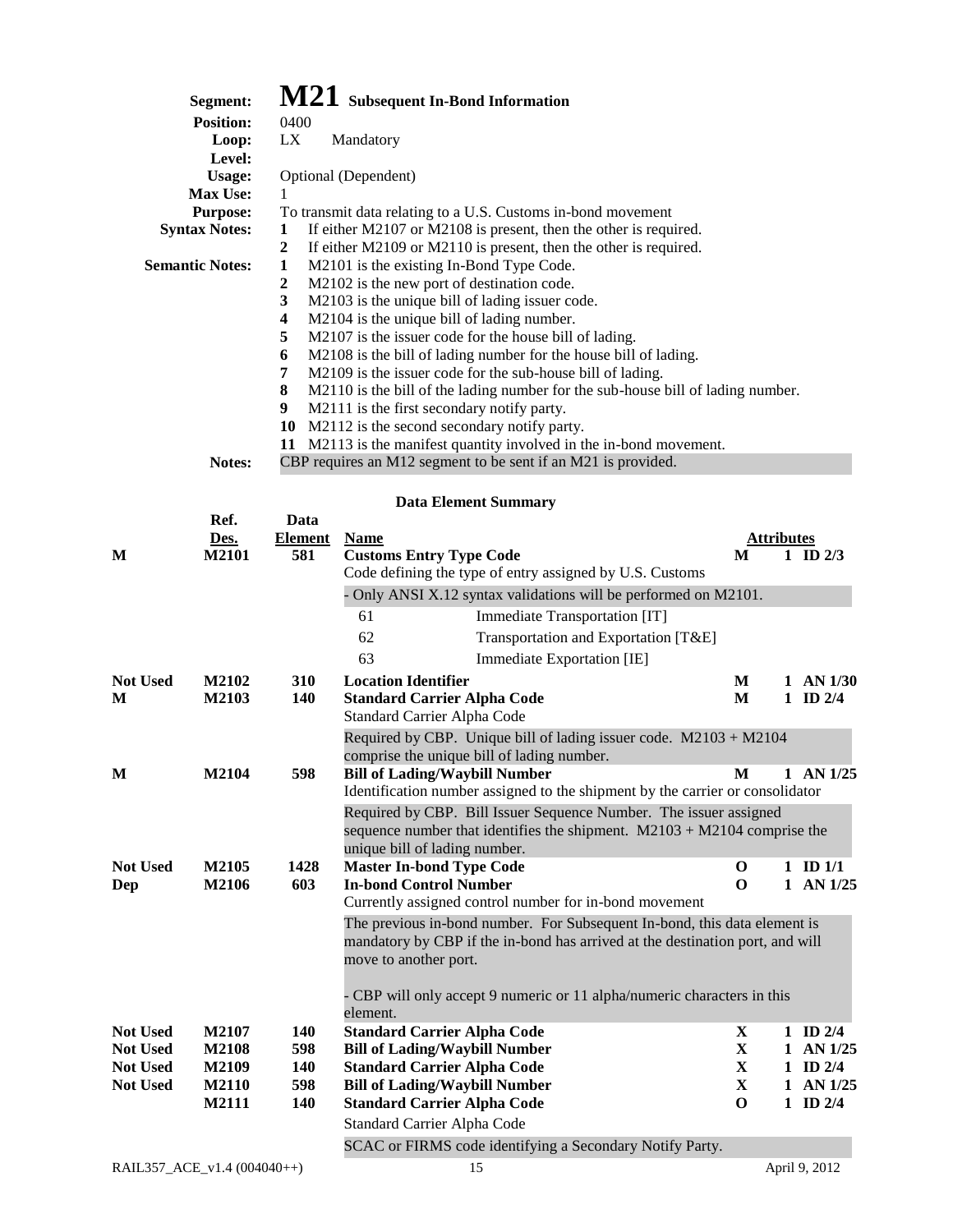# M21 Subsequent In-Bond Information

**Segment:** M21 Subsequent In-Bond Information
**Position:** 0400
**Loop:** LX Mandatory
**Level:**
**Usage:** Optional (Dependent)
**Max Use:** 1
**Purpose:** To transmit data relating to a U.S. Customs in-bond movement

**Syntax Notes:**
1. If either M2107 or M2108 is present, then the other is required.
2. If either M2109 or M2110 is present, then the other is required.

**Semantic Notes:**
1. M2101 is the existing In-Bond Type Code.
2. M2102 is the new port of destination code.
3. M2103 is the unique bill of lading issuer code.
4. M2104 is the unique bill of lading number.
5. M2107 is the issuer code for the house bill of lading.
6. M2108 is the bill of lading number for the house bill of lading.
7. M2109 is the issuer code for the sub-house bill of lading.
8. M2110 is the bill of the lading number for the sub-house bill of lading number.
9. M2111 is the first secondary notify party.
10. M2112 is the second secondary notify party.
11. M2113 is the manifest quantity involved in the in-bond movement.

**Notes:** CBP requires an M12 segment to be sent if an M21 is provided.

## Data Element Summary

| | Ref. Des. | Data Element | Name | Attributes | | |
|---|---|---|---|---|---|---|
| M | M2101 | 581 | **Customs Entry Type Code** <br> Code defining the type of entry assigned by U.S. Customs <br> - Only ANSI X.12 syntax validations will be performed on M2101. <br> 61 Immediate Transportation [IT] <br> 62 Transportation and Exportation [T&E] <br> 63 Immediate Exportation [IE] | M | 1 | ID 2/3 |
| Not Used | M2102 | 310 | **Location Identifier** | M | 1 | AN 1/30 |
| M | M2103 | 140 | **Standard Carrier Alpha Code** <br> Standard Carrier Alpha Code <br> Required by CBP. Unique bill of lading issuer code. M2103 + M2104 comprise the unique bill of lading number. | M | 1 | ID 2/4 |
| M | M2104 | 598 | **Bill of Lading/Waybill Number** <br> Identification number assigned to the shipment by the carrier or consolidator <br> Required by CBP. Bill Issuer Sequence Number. The issuer assigned sequence number that identifies the shipment. M2103 + M2104 comprise the unique bill of lading number. | M | 1 | AN 1/25 |
| Not Used | M2105 | 1428 | **Master In-bond Type Code** | O | 1 | ID 1/1 |
| Dep | M2106 | 603 | **In-bond Control Number** <br> Currently assigned control number for in-bond movement <br> The previous in-bond number. For Subsequent In-bond, this data element is mandatory by CBP if the in-bond has arrived at the destination port, and will move to another port. <br> - CBP will only accept 9 numeric or 11 alpha/numeric characters in this element. | O | 1 | AN 1/25 |
| Not Used | M2107 | 140 | **Standard Carrier Alpha Code** | X | 1 | ID 2/4 |
| Not Used | M2108 | 598 | **Bill of Lading/Waybill Number** | X | 1 | AN 1/25 |
| Not Used | M2109 | 140 | **Standard Carrier Alpha Code** | X | 1 | ID 2/4 |
| Not Used | M2110 | 598 | **Bill of Lading/Waybill Number** | X | 1 | AN 1/25 |
| | M2111 | 140 | **Standard Carrier Alpha Code** <br> Standard Carrier Alpha Code <br> SCAC or FIRMS code identifying a Secondary Notify Party. | O | 1 | ID 2/4 |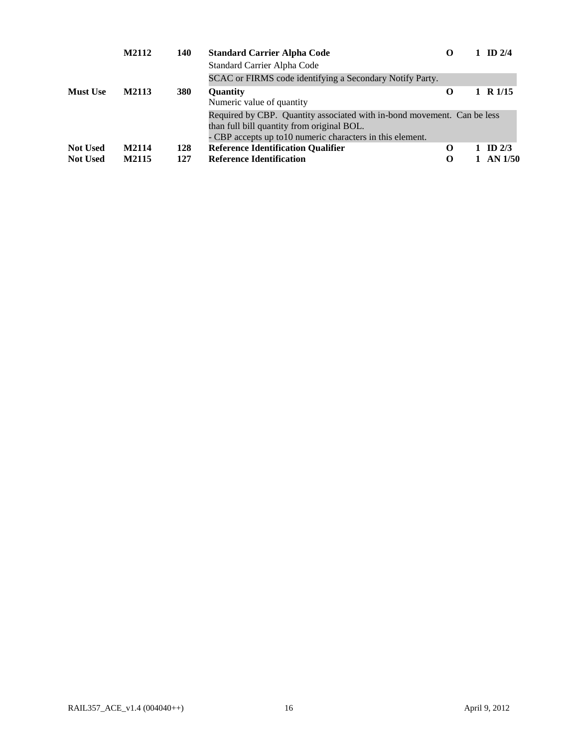| | | | | | | |
|---|---|---|---|---|---|---|
| | **M2112** | **140** | **Standard Carrier Alpha Code**<br>Standard Carrier Alpha Code<br>SCAC or FIRMS code identifying a Secondary Notify Party. | **O** | **1** | **ID 2/4** |
| **Must Use** | **M2113** | **380** | **Quantity**<br>Numeric value of quantity<br>Required by CBP. Quantity associated with in-bond movement. Can be less than full bill quantity from original BOL.<br>- CBP accepts up to10 numeric characters in this element. | **O** | **1** | **R 1/15** |
| **Not Used** | **M2114** | **128** | **Reference Identification Qualifier** | **O** | **1** | **ID 2/3** |
| **Not Used** | **M2115** | **127** | **Reference Identification** | **O** | **1** | **AN 1/50** |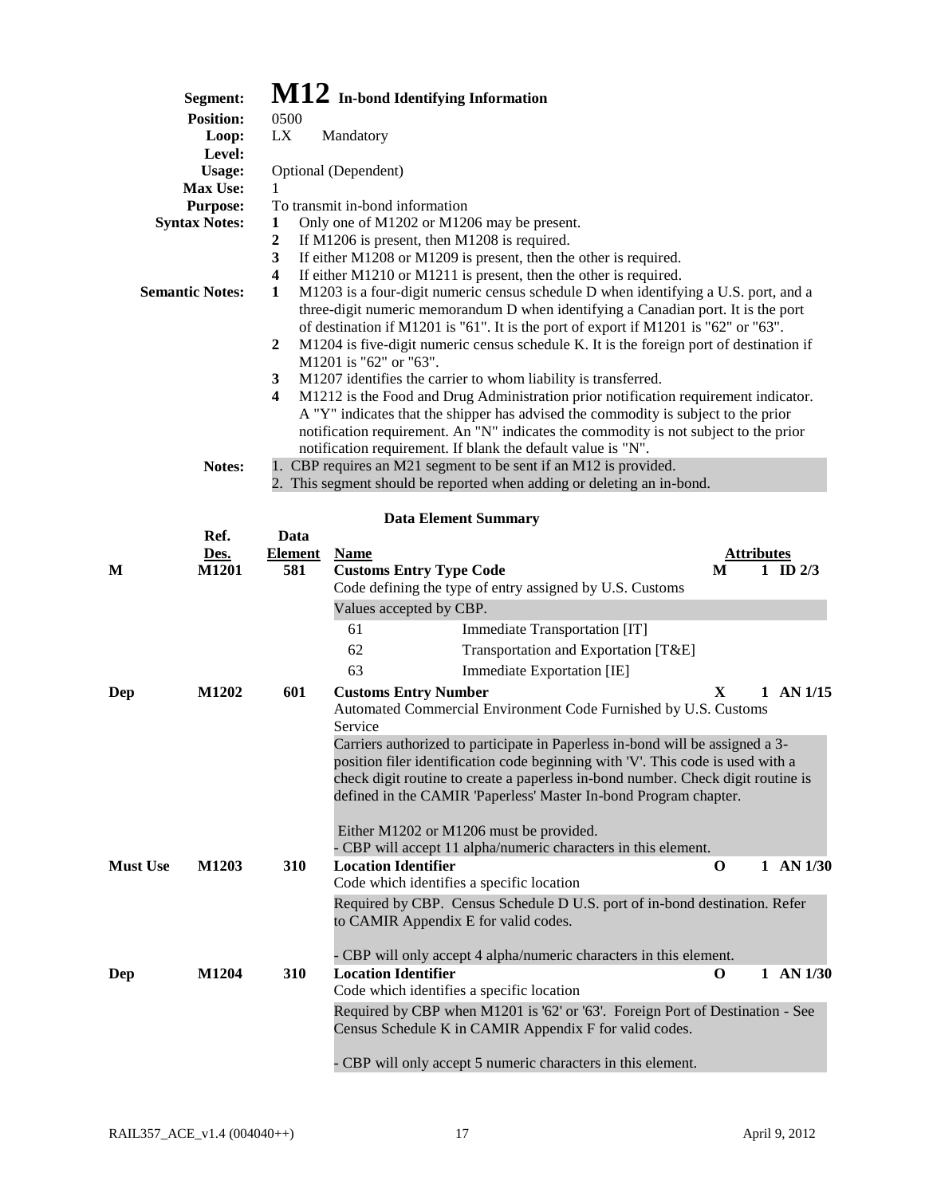**Segment:** **M12** **In-bond Identifying Information**

**Position:** 0500

**Loop:** LX Mandatory

**Level:**

**Usage:** Optional (Dependent)

**Max Use:** 1

**Purpose:** To transmit in-bond information

**Syntax Notes:**

1. Only one of M1202 or M1206 may be present.
2. If M1206 is present, then M1208 is required.
3. If either M1208 or M1209 is present, then the other is required.
4. If either M1210 or M1211 is present, then the other is required.

**Semantic Notes:**

1. M1203 is a four-digit numeric census schedule D when identifying a U.S. port, and a three-digit numeric memorandum D when identifying a Canadian port. It is the port of destination if M1201 is "61". It is the port of export if M1201 is "62" or "63".
2. M1204 is five-digit numeric census schedule K. It is the foreign port of destination if M1201 is "62" or "63".
3. M1207 identifies the carrier to whom liability is transferred.
4. M1212 is the Food and Drug Administration prior notification requirement indicator. A "Y" indicates that the shipper has advised the commodity is subject to the prior notification requirement. An "N" indicates the commodity is not subject to the prior notification requirement. If blank the default value is "N".

**Notes:**

1. CBP requires an M21 segment to be sent if an M12 is provided.
2. This segment should be reported when adding or deleting an in-bond.

### Data Element Summary

| | Ref. Des. | Data Element | Name | | Attributes | |
|---|---|---|---|---|---|---|
| **M** | **M1201** | **581** | **Customs Entry Type Code**<br>Code defining the type of entry assigned by U.S. Customs<br>Values accepted by CBP.<br>61 Immediate Transportation [IT]<br>62 Transportation and Exportation [T&E]<br>63 Immediate Exportation [IE] | **M** | **1** | **ID 2/3** |
| **Dep** | **M1202** | **601** | **Customs Entry Number**<br>Automated Commercial Environment Code Furnished by U.S. Customs Service<br>Carriers authorized to participate in Paperless in-bond will be assigned a 3-position filer identification code beginning with 'V'. This code is used with a check digit routine to create a paperless in-bond number. Check digit routine is defined in the CAMIR 'Paperless' Master In-bond Program chapter.<br>Either M1202 or M1206 must be provided.<br>- CBP will accept 11 alpha/numeric characters in this element. | **X** | **1** | **AN 1/15** |
| **Must Use** | **M1203** | **310** | **Location Identifier**<br>Code which identifies a specific location<br>Required by CBP. Census Schedule D U.S. port of in-bond destination. Refer to CAMIR Appendix E for valid codes.<br>- CBP will only accept 4 alpha/numeric characters in this element. | **O** | **1** | **AN 1/30** |
| **Dep** | **M1204** | **310** | **Location Identifier**<br>Code which identifies a specific location<br>Required by CBP when M1201 is '62' or '63'. Foreign Port of Destination - See Census Schedule K in CAMIR Appendix F for valid codes.<br>- CBP will only accept 5 numeric characters in this element. | **O** | **1** | **AN 1/30** |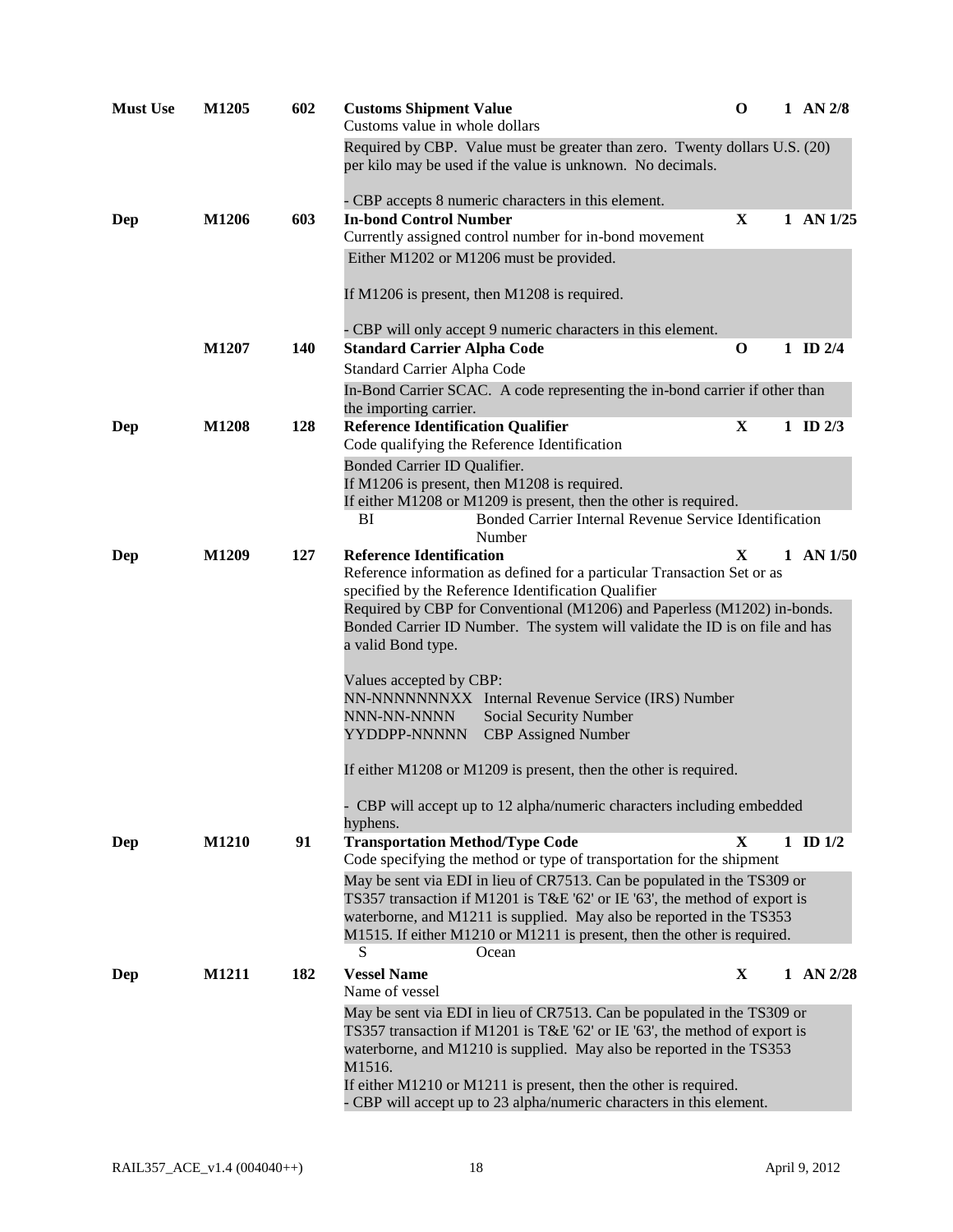**Must Use** | **M1205** | **602** | **Customs Shipment Value** | **O** | 1 **AN 2/8**

Customs value in whole dollars

Required by CBP. Value must be greater than zero. Twenty dollars U.S. (20) per kilo may be used if the value is unknown. No decimals.

- CBP accepts 8 numeric characters in this element.

**Dep** | **M1206** | **603** | **In-bond Control Number** | **X** | 1 **AN 1/25**

Currently assigned control number for in-bond movement

Either M1202 or M1206 must be provided.

If M1206 is present, then M1208 is required.

- CBP will only accept 9 numeric characters in this element.

**M1207** | **140** | **Standard Carrier Alpha Code** | **O** | 1 **ID 2/4**

Standard Carrier Alpha Code

In-Bond Carrier SCAC. A code representing the in-bond carrier if other than the importing carrier.

**Dep** | **M1208** | **128** | **Reference Identification Qualifier** | **X** | 1 **ID 2/3**

Code qualifying the Reference Identification

Bonded Carrier ID Qualifier.
If M1206 is present, then M1208 is required.
If either M1208 or M1209 is present, then the other is required.

| | |
|---|---|
| BI | Bonded Carrier Internal Revenue Service Identification Number |

**Dep** | **M1209** | **127** | **Reference Identification** | **X** | 1 **AN 1/50**

Reference information as defined for a particular Transaction Set or as specified by the Reference Identification Qualifier

Required by CBP for Conventional (M1206) and Paperless (M1202) in-bonds. Bonded Carrier ID Number. The system will validate the ID is on file and has a valid Bond type.

Values accepted by CBP:

| | |
|---|---|
| NN-NNNNNNNXX | Internal Revenue Service (IRS) Number |
| NNN-NN-NNNN | Social Security Number |
| YYDDPP-NNNNN | CBP Assigned Number |

If either M1208 or M1209 is present, then the other is required.

- CBP will accept up to 12 alpha/numeric characters including embedded hyphens.

**Dep** | **M1210** | **91** | **Transportation Method/Type Code** | **X** | 1 **ID 1/2**

Code specifying the method or type of transportation for the shipment

May be sent via EDI in lieu of CR7513. Can be populated in the TS309 or TS357 transaction if M1201 is T&E '62' or IE '63', the method of export is waterborne, and M1211 is supplied. May also be reported in the TS353 M1515. If either M1210 or M1211 is present, then the other is required.

| | |
|---|---|
| S | Ocean |

**Dep** | **M1211** | **182** | **Vessel Name** | **X** | 1 **AN 2/28**

Name of vessel

May be sent via EDI in lieu of CR7513. Can be populated in the TS309 or TS357 transaction if M1201 is T&E '62' or IE '63', the method of export is waterborne, and M1210 is supplied. May also be reported in the TS353 M1516.
If either M1210 or M1211 is present, then the other is required.
- CBP will accept up to 23 alpha/numeric characters in this element.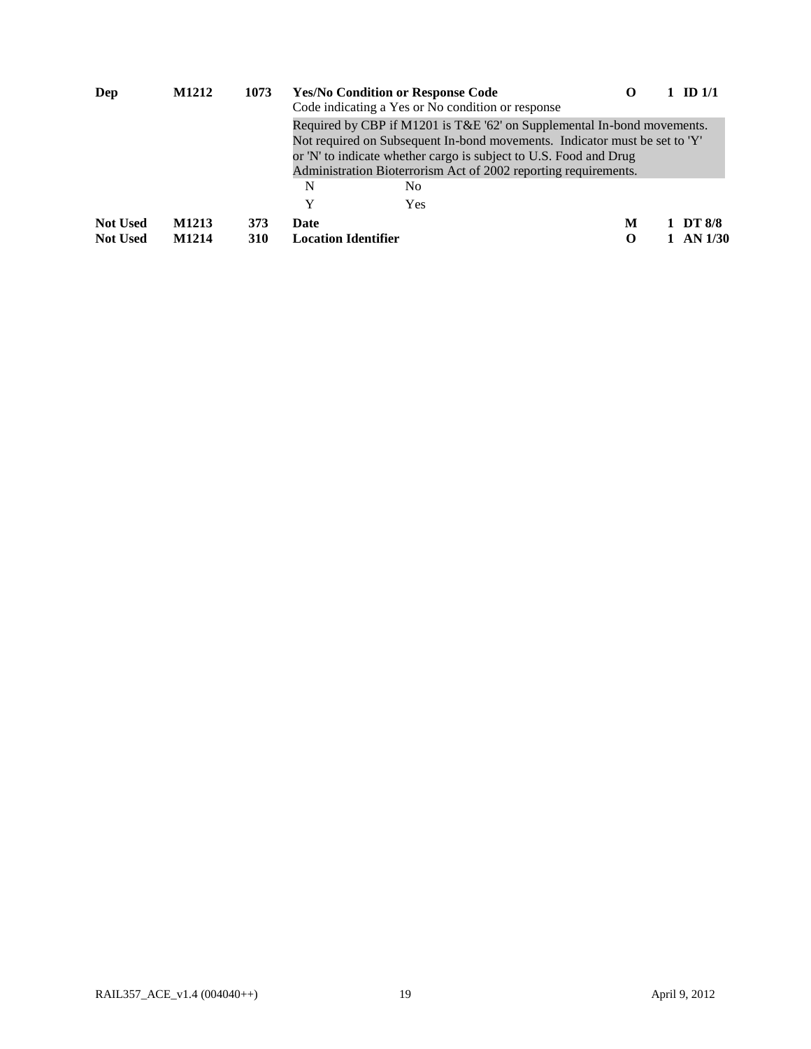| | | | | | | |
|---|---|---|---|---|---|---|
| **Dep** | **M1212** | **1073** | **Yes/No Condition or Response Code**<br>Code indicating a Yes or No condition or response | **O** | **1** | **ID 1/1** |
| | | | Required by CBP if M1201 is T&E '62' on Supplemental In-bond movements. Not required on Subsequent In-bond movements. Indicator must be set to 'Y' or 'N' to indicate whether cargo is subject to U.S. Food and Drug Administration Bioterrorism Act of 2002 reporting requirements. | | | |
| | | | N — No | | | |
| | | | Y — Yes | | | |
| **Not Used** | **M1213** | **373** | **Date** | **M** | **1** | **DT 8/8** |
| **Not Used** | **M1214** | **310** | **Location Identifier** | **O** | **1** | **AN 1/30** |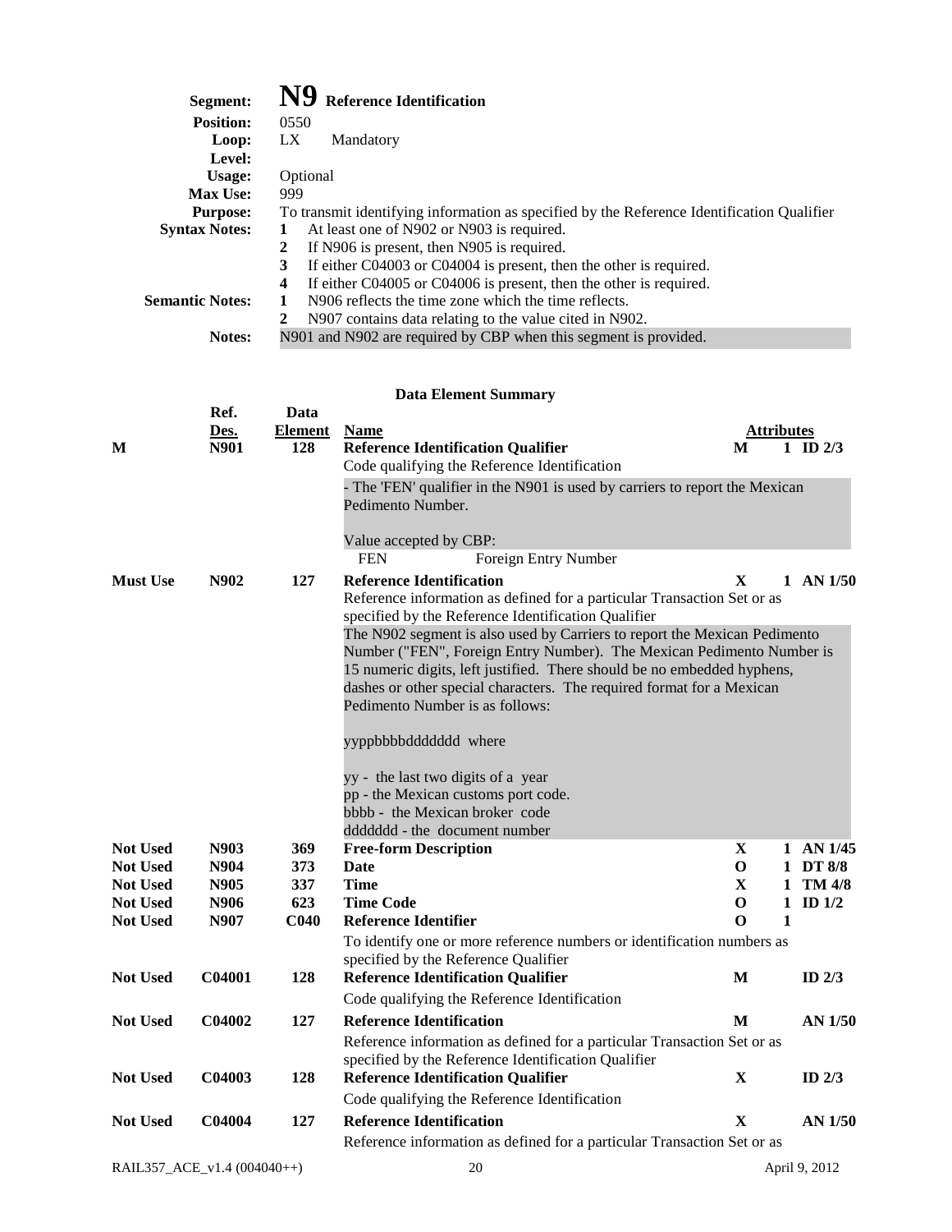# N9 Reference Identification

**Segment:** N9 Reference Identification
**Position:** 0550
**Loop:** LX Mandatory
**Level:**
**Usage:** Optional
**Max Use:** 999
**Purpose:** To transmit identifying information as specified by the Reference Identification Qualifier
**Syntax Notes:**
1. At least one of N902 or N903 is required.
2. If N906 is present, then N905 is required.
3. If either C04003 or C04004 is present, then the other is required.
4. If either C04005 or C04006 is present, then the other is required.

**Semantic Notes:**
1. N906 reflects the time zone which the time reflects.
2. N907 contains data relating to the value cited in N902.

**Notes:** N901 and N902 are required by CBP when this segment is provided.

## Data Element Summary

| | Ref. Des. | Data Element | Name | Attributes | | |
|---|---|---|---|---|---|---|
| M | N901 | 128 | **Reference Identification Qualifier**<br>Code qualifying the Reference Identification<br>- The 'FEN' qualifier in the N901 is used by carriers to report the Mexican Pedimento Number.<br><br>Value accepted by CBP:<br>FEN Foreign Entry Number | M | 1 | ID 2/3 |
| Must Use | N902 | 127 | **Reference Identification**<br>Reference information as defined for a particular Transaction Set or as specified by the Reference Identification Qualifier<br>The N902 segment is also used by Carriers to report the Mexican Pedimento Number ("FEN", Foreign Entry Number). The Mexican Pedimento Number is 15 numeric digits, left justified. There should be no embedded hyphens, dashes or other special characters. The required format for a Mexican Pedimento Number is as follows:<br><br>yyppbbbbddddddd where<br><br>yy - the last two digits of a year<br>pp - the Mexican customs port code.<br>bbbb - the Mexican broker code<br>ddddddd - the document number | X | 1 | AN 1/50 |
| Not Used | N903 | 369 | **Free-form Description** | X | 1 | AN 1/45 |
| Not Used | N904 | 373 | **Date** | O | 1 | DT 8/8 |
| Not Used | N905 | 337 | **Time** | X | 1 | TM 4/8 |
| Not Used | N906 | 623 | **Time Code** | O | 1 | ID 1/2 |
| Not Used | N907 | C040 | **Reference Identifier**<br>To identify one or more reference numbers or identification numbers as specified by the Reference Qualifier | O | 1 | |
| Not Used | C04001 | 128 | **Reference Identification Qualifier**<br>Code qualifying the Reference Identification | M | | ID 2/3 |
| Not Used | C04002 | 127 | **Reference Identification**<br>Reference information as defined for a particular Transaction Set or as specified by the Reference Identification Qualifier | M | | AN 1/50 |
| Not Used | C04003 | 128 | **Reference Identification Qualifier**<br>Code qualifying the Reference Identification | X | | ID 2/3 |
| Not Used | C04004 | 127 | **Reference Identification**<br>Reference information as defined for a particular Transaction Set or as | X | | AN 1/50 |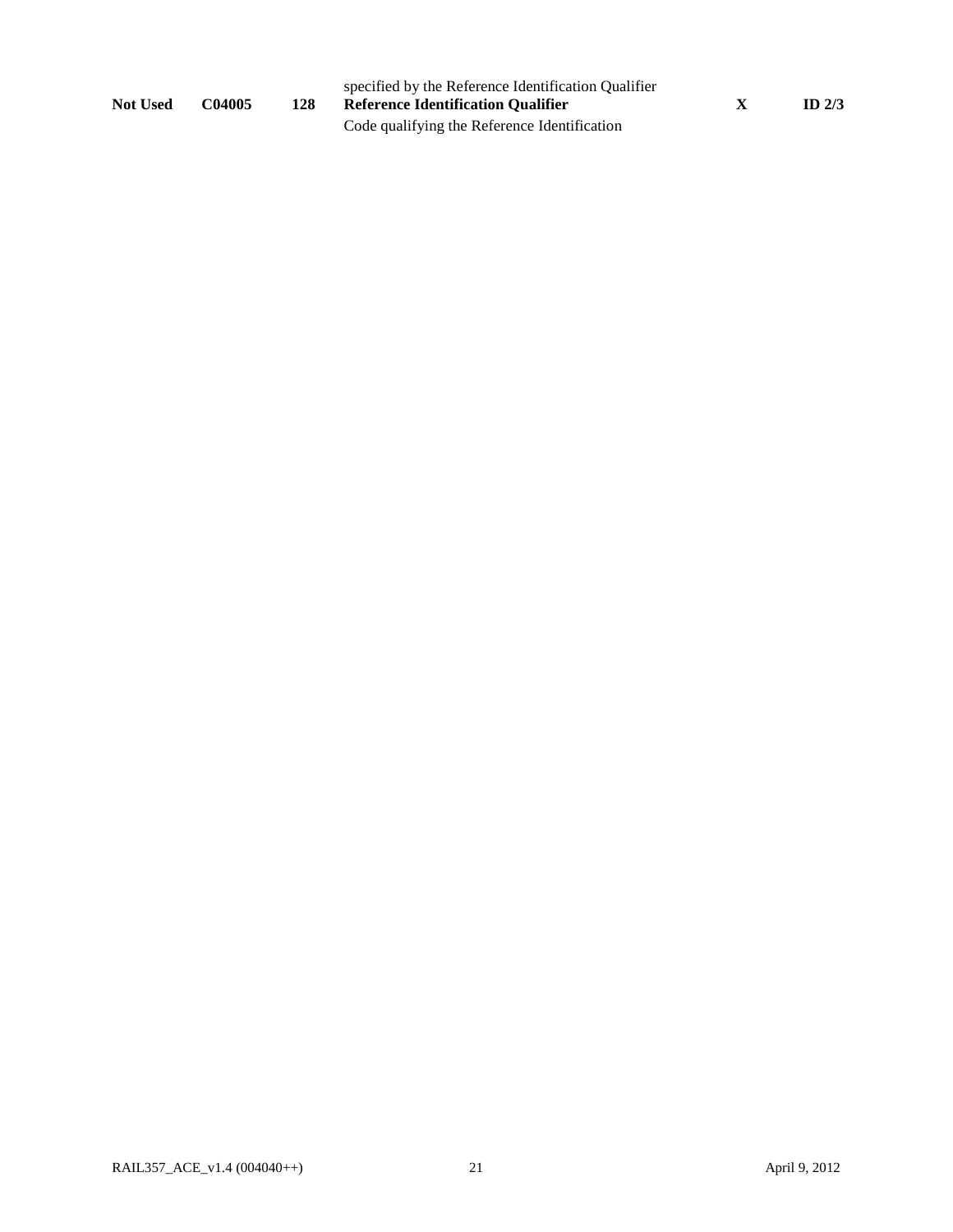| | | | specified by the Reference Identification Qualifier | | |
|---|---|---|---|---|---|
| **Not Used** | **C04005** | **128** | **Reference Identification Qualifier**<br>Code qualifying the Reference Identification | **X** | **ID 2/3** |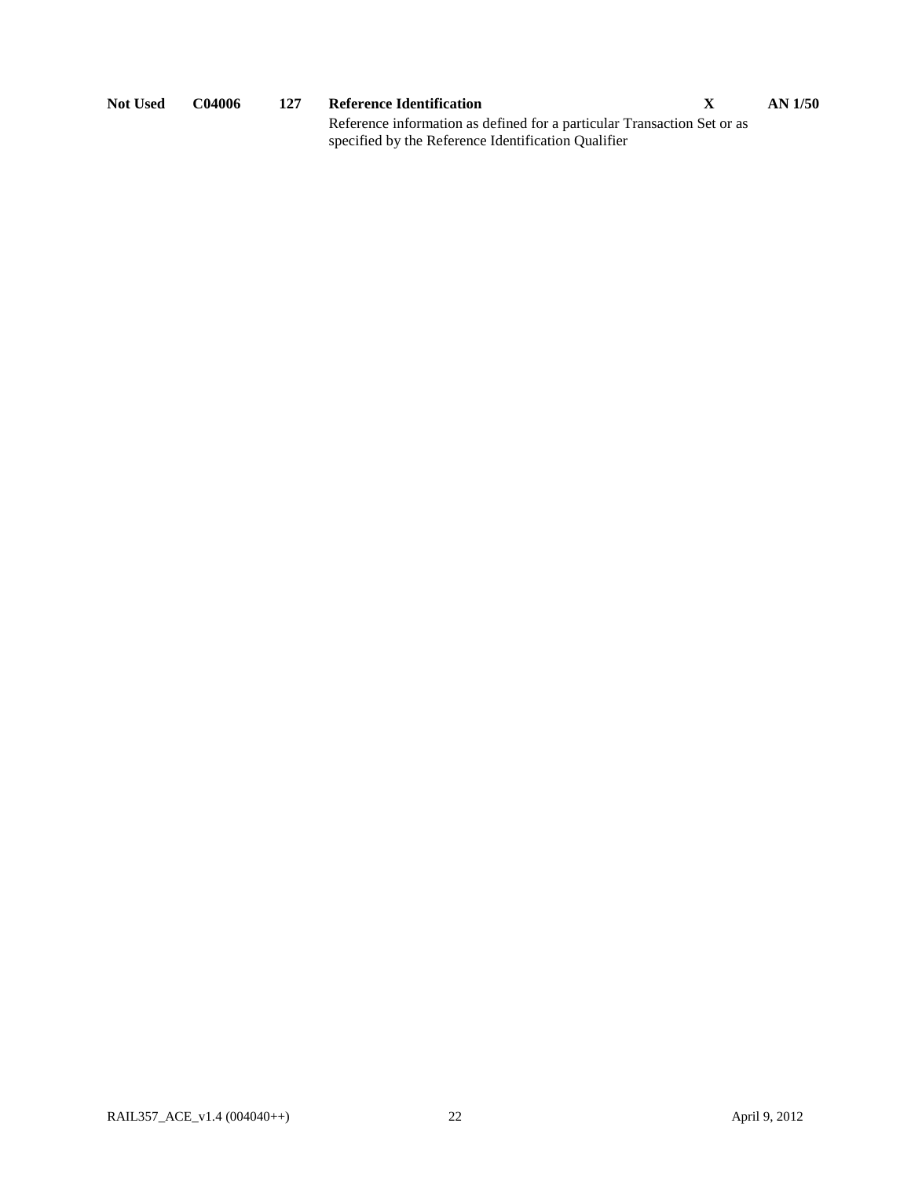| | | | | | |
|---|---|---|---|---|---|
| **Not Used** | **C04006** | **127** | **Reference Identification**<br>Reference information as defined for a particular Transaction Set or as specified by the Reference Identification Qualifier | **X** | **AN 1/50** |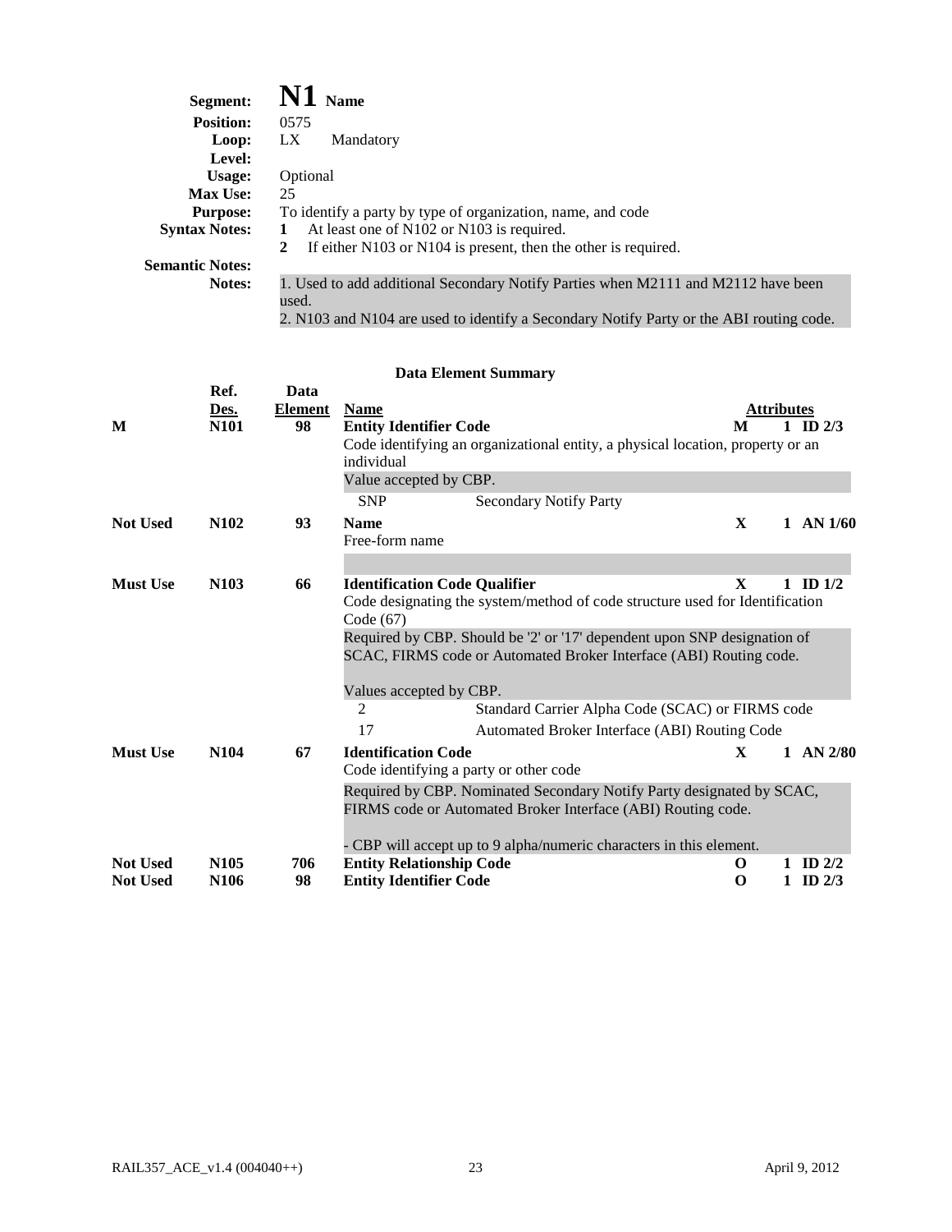| | |
|---|---|
| **Segment:** | **N1** **Name** |
| **Position:** | 0575 |
| **Loop:** | LX Mandatory |
| **Level:** | |
| **Usage:** | Optional |
| **Max Use:** | 25 |
| **Purpose:** | To identify a party by type of organization, name, and code |
| **Syntax Notes:** | **1** At least one of N102 or N103 is required. |
| | **2** If either N103 or N104 is present, then the other is required. |
| **Semantic Notes:** | |
| **Notes:** | 1. Used to add additional Secondary Notify Parties when M2111 and M2112 have been used. |
| | 2. N103 and N104 are used to identify a Secondary Notify Party or the ABI routing code. |

**Data Element Summary**

| | Ref. Des. | Data Element | Name | | Attributes | |
|---|---|---|---|---|---|---|
| **M** | **N101** | **98** | **Entity Identifier Code** | **M** | **1** | **ID 2/3** |
| | | | Code identifying an organizational entity, a physical location, property or an individual | | | |
| | | | Value accepted by CBP. | | | |
| | | | SNP Secondary Notify Party | | | |
| **Not Used** | **N102** | **93** | **Name** | **X** | **1** | **AN 1/60** |
| | | | Free-form name | | | |
| **Must Use** | **N103** | **66** | **Identification Code Qualifier** | **X** | **1** | **ID 1/2** |
| | | | Code designating the system/method of code structure used for Identification Code (67) | | | |
| | | | Required by CBP. Should be '2' or '17' dependent upon SNP designation of SCAC, FIRMS code or Automated Broker Interface (ABI) Routing code. | | | |
| | | | Values accepted by CBP. | | | |
| | | | 2 Standard Carrier Alpha Code (SCAC) or FIRMS code | | | |
| | | | 17 Automated Broker Interface (ABI) Routing Code | | | |
| **Must Use** | **N104** | **67** | **Identification Code** | **X** | **1** | **AN 2/80** |
| | | | Code identifying a party or other code | | | |
| | | | Required by CBP. Nominated Secondary Notify Party designated by SCAC, FIRMS code or Automated Broker Interface (ABI) Routing code. | | | |
| | | | - CBP will accept up to 9 alpha/numeric characters in this element. | | | |
| **Not Used** | **N105** | **706** | **Entity Relationship Code** | **O** | **1** | **ID 2/2** |
| **Not Used** | **N106** | **98** | **Entity Identifier Code** | **O** | **1** | **ID 2/3** |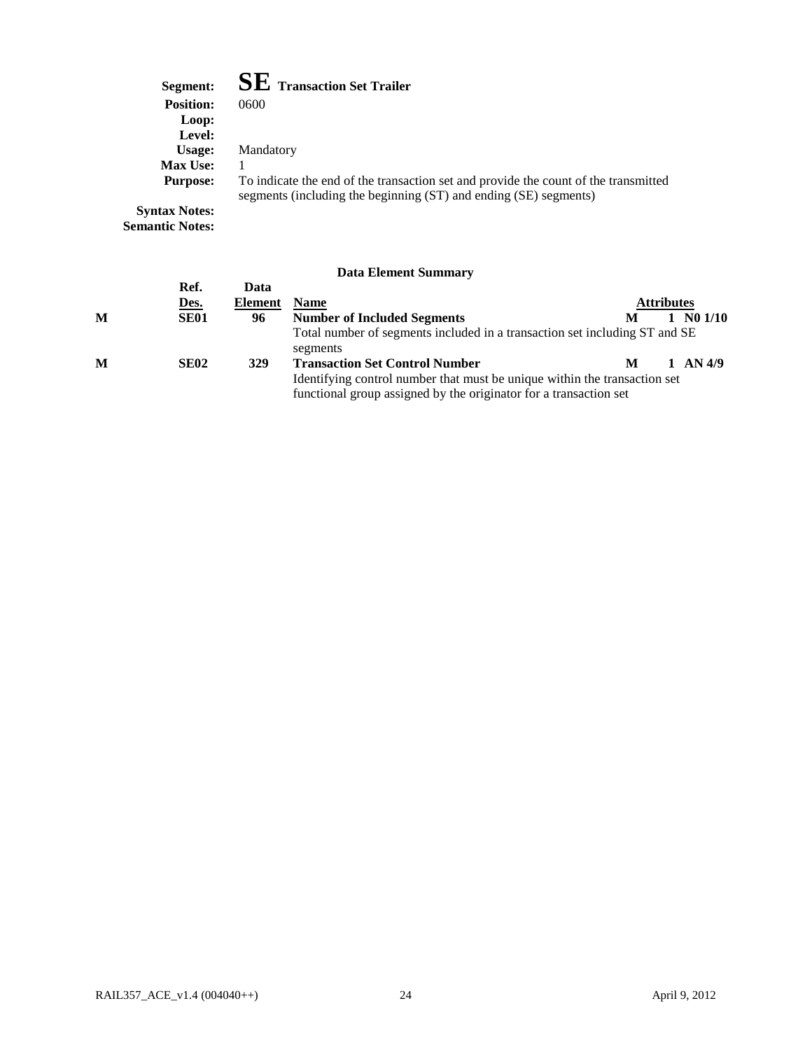**Segment:** **SE** **Transaction Set Trailer**
**Position:** 0600
**Loop:**
**Level:**
**Usage:** Mandatory
**Max Use:** 1
**Purpose:** To indicate the end of the transaction set and provide the count of the transmitted segments (including the beginning (ST) and ending (SE) segments)
**Syntax Notes:**
**Semantic Notes:**

**Data Element Summary**

| | Ref. Des. | Data Element | Name | | Attributes |
|---|---|---|---|---|---|
| **M** | **SE01** | **96** | **Number of Included Segments**<br>Total number of segments included in a transaction set including ST and SE segments | **M** | **1 N0 1/10** |
| **M** | **SE02** | **329** | **Transaction Set Control Number**<br>Identifying control number that must be unique within the transaction set functional group assigned by the originator for a transaction set | **M** | **1 AN 4/9** |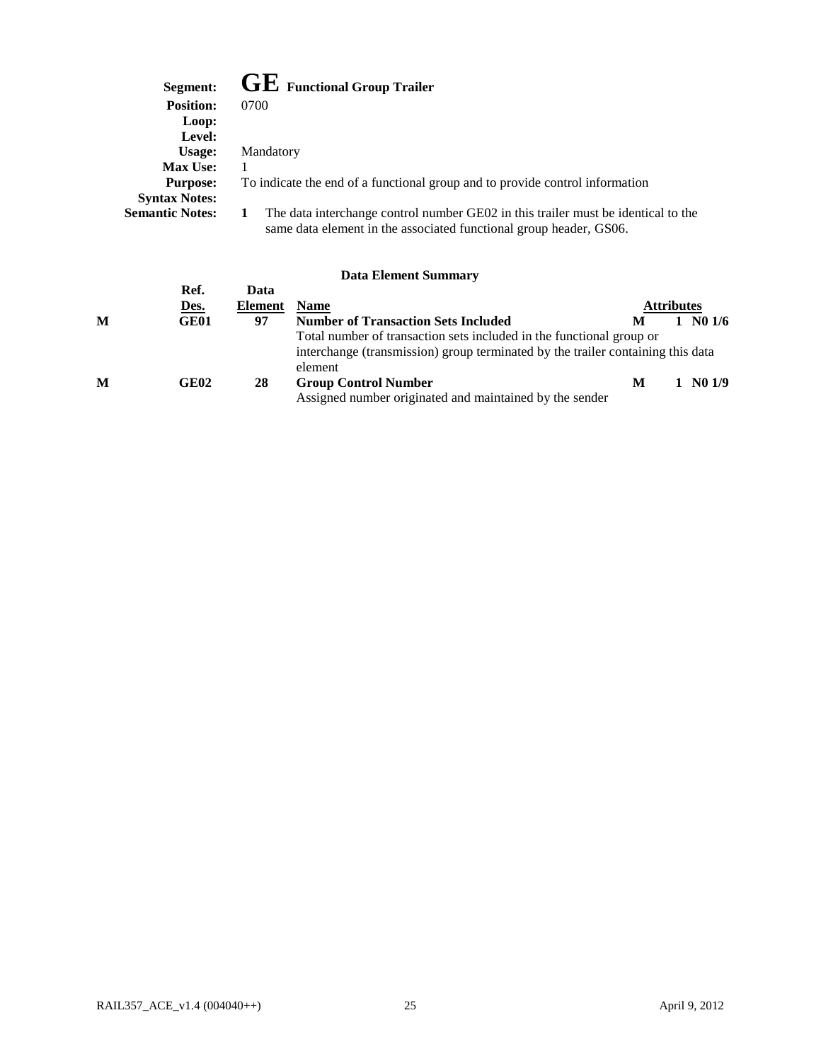**Segment:** **GE** **Functional Group Trailer**
**Position:** 0700
**Loop:**
**Level:**
**Usage:** Mandatory
**Max Use:** 1
**Purpose:** To indicate the end of a functional group and to provide control information
**Syntax Notes:**
**Semantic Notes:**
1. The data interchange control number GE02 in this trailer must be identical to the same data element in the associated functional group header, GS06.

### Data Element Summary

| | Ref. Des. | Data Element | Name | | Attributes |
|---|---|---|---|---|---|
| M | GE01 | 97 | **Number of Transaction Sets Included**<br>Total number of transaction sets included in the functional group or interchange (transmission) group terminated by the trailer containing this data element | M | 1 N0 1/6 |
| M | GE02 | 28 | **Group Control Number**<br>Assigned number originated and maintained by the sender | M | 1 N0 1/9 |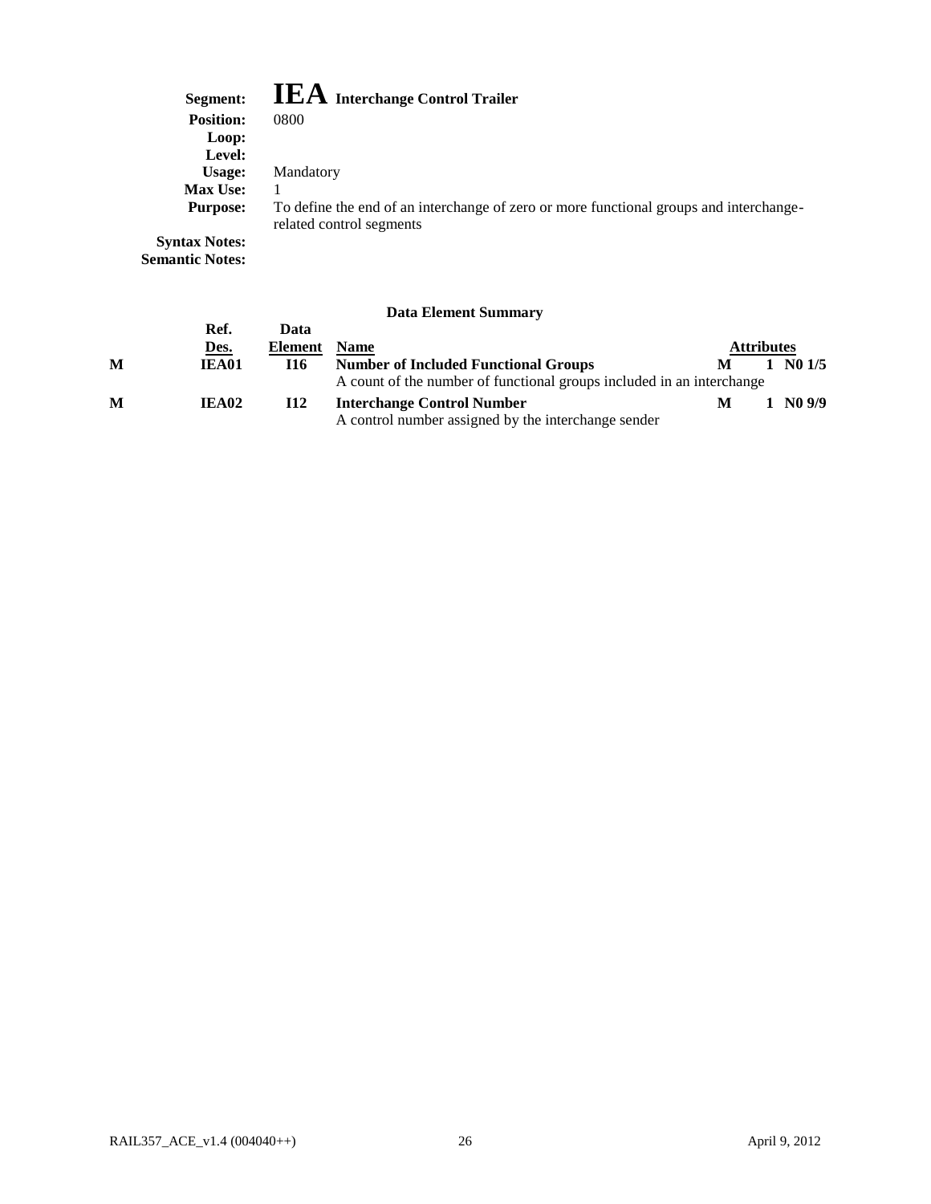**Segment:** **IEA** **Interchange Control Trailer**
**Position:** 0800
**Loop:**
**Level:**
**Usage:** Mandatory
**Max Use:** 1
**Purpose:** To define the end of an interchange of zero or more functional groups and interchange-related control segments
**Syntax Notes:**
**Semantic Notes:**

**Data Element Summary**

| | Ref. Des. | Data Element | Name | Attributes | | |
|---|---|---|---|---|---|---|
| **M** | **IEA01** | **I16** | **Number of Included Functional Groups** | **M** | **1** | **N0 1/5** |
| | | | A count of the number of functional groups included in an interchange | | | |
| **M** | **IEA02** | **I12** | **Interchange Control Number** | **M** | **1** | **N0 9/9** |
| | | | A control number assigned by the interchange sender | | | |